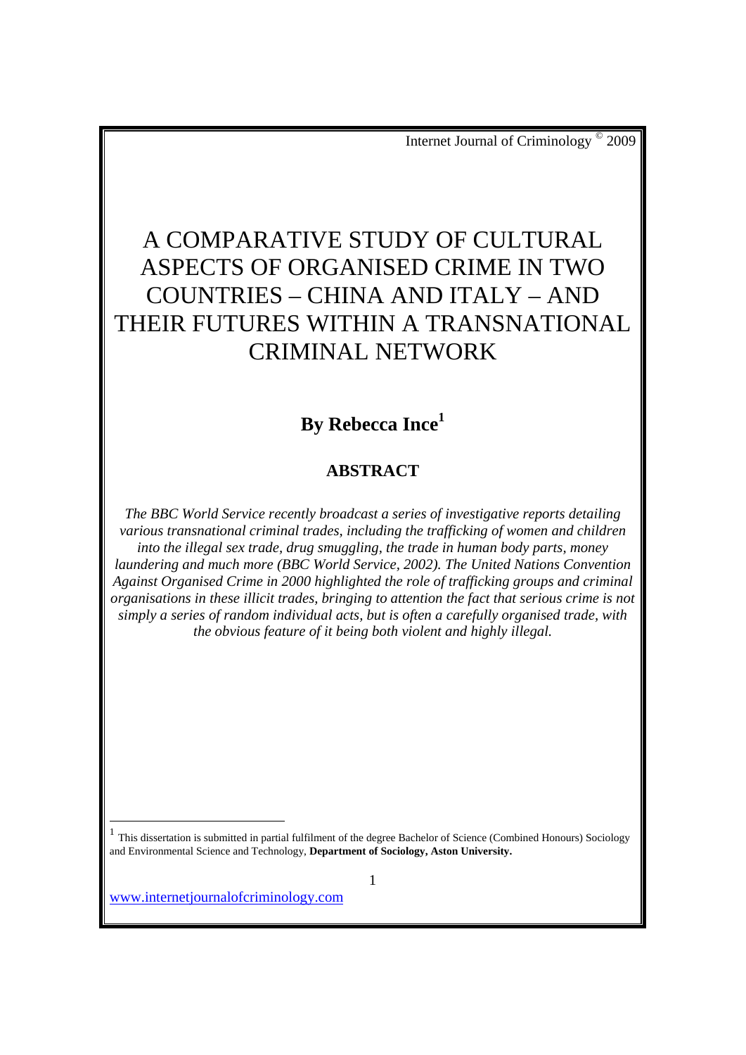# A COMPARATIVE STUDY OF CULTURAL ASPECTS OF ORGANISED CRIME IN TWO COUNTRIES – CHINA AND ITALY – AND THEIR FUTURES WITHIN A TRANSNATIONAL CRIMINAL NETWORK

**By Rebecca Ince[1]**

## ABSTRACT

*The BBC World Service recently broadcast a series of investigative reports detailing various transnational criminal trades, including the trafficking of women and children into the illegal sex trade, drug smuggling, the trade in human body parts, money laundering and much more (BBC World Service, 2002). The United Nations Convention Against Organised Crime in 2000 highlighted the role of trafficking groups and criminal organisations in these illicit trades, bringing to attention the fact that serious crime is not simply a series of random individual acts, but is often a carefully organised trade, with the obvious feature of it being both violent and highly illegal.*

---

[1] This dissertation is submitted in partial fulfilment of the degree Bachelor of Science (Combined Honours) Sociology and Environmental Science and Technology, **Department of Sociology, Aston University.**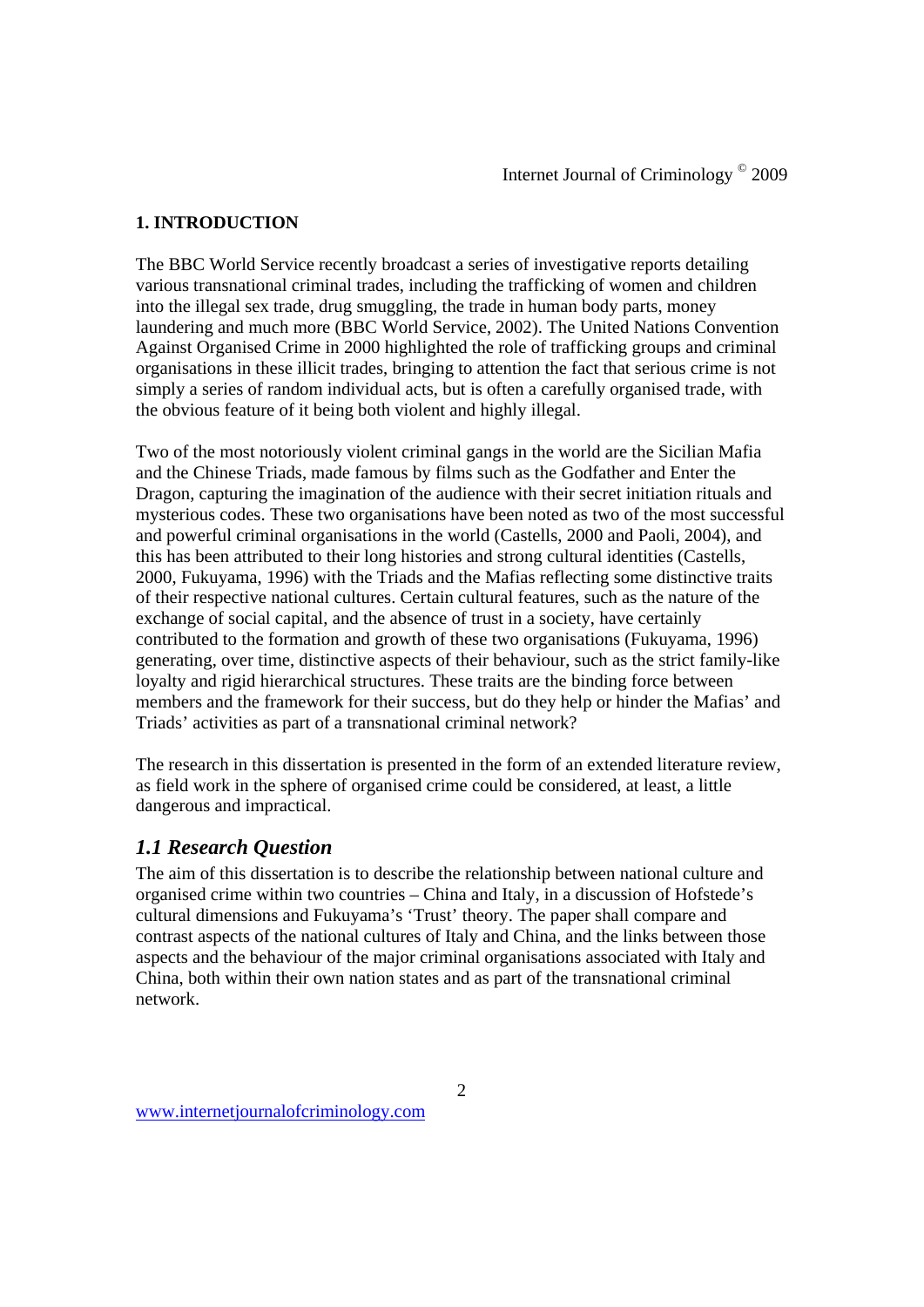## 1. INTRODUCTION

The BBC World Service recently broadcast a series of investigative reports detailing various transnational criminal trades, including the trafficking of women and children into the illegal sex trade, drug smuggling, the trade in human body parts, money laundering and much more (BBC World Service, 2002). The United Nations Convention Against Organised Crime in 2000 highlighted the role of trafficking groups and criminal organisations in these illicit trades, bringing to attention the fact that serious crime is not simply a series of random individual acts, but is often a carefully organised trade, with the obvious feature of it being both violent and highly illegal.

Two of the most notoriously violent criminal gangs in the world are the Sicilian Mafia and the Chinese Triads, made famous by films such as the Godfather and Enter the Dragon, capturing the imagination of the audience with their secret initiation rituals and mysterious codes. These two organisations have been noted as two of the most successful and powerful criminal organisations in the world (Castells, 2000 and Paoli, 2004), and this has been attributed to their long histories and strong cultural identities (Castells, 2000, Fukuyama, 1996) with the Triads and the Mafias reflecting some distinctive traits of their respective national cultures. Certain cultural features, such as the nature of the exchange of social capital, and the absence of trust in a society, have certainly contributed to the formation and growth of these two organisations (Fukuyama, 1996) generating, over time, distinctive aspects of their behaviour, such as the strict family-like loyalty and rigid hierarchical structures. These traits are the binding force between members and the framework for their success, but do they help or hinder the Mafias' and Triads' activities as part of a transnational criminal network?

The research in this dissertation is presented in the form of an extended literature review, as field work in the sphere of organised crime could be considered, at least, a little dangerous and impractical.

### *1.1 Research Question*

The aim of this dissertation is to describe the relationship between national culture and organised crime within two countries – China and Italy, in a discussion of Hofstede's cultural dimensions and Fukuyama's 'Trust' theory. The paper shall compare and contrast aspects of the national cultures of Italy and China, and the links between those aspects and the behaviour of the major criminal organisations associated with Italy and China, both within their own nation states and as part of the transnational criminal network.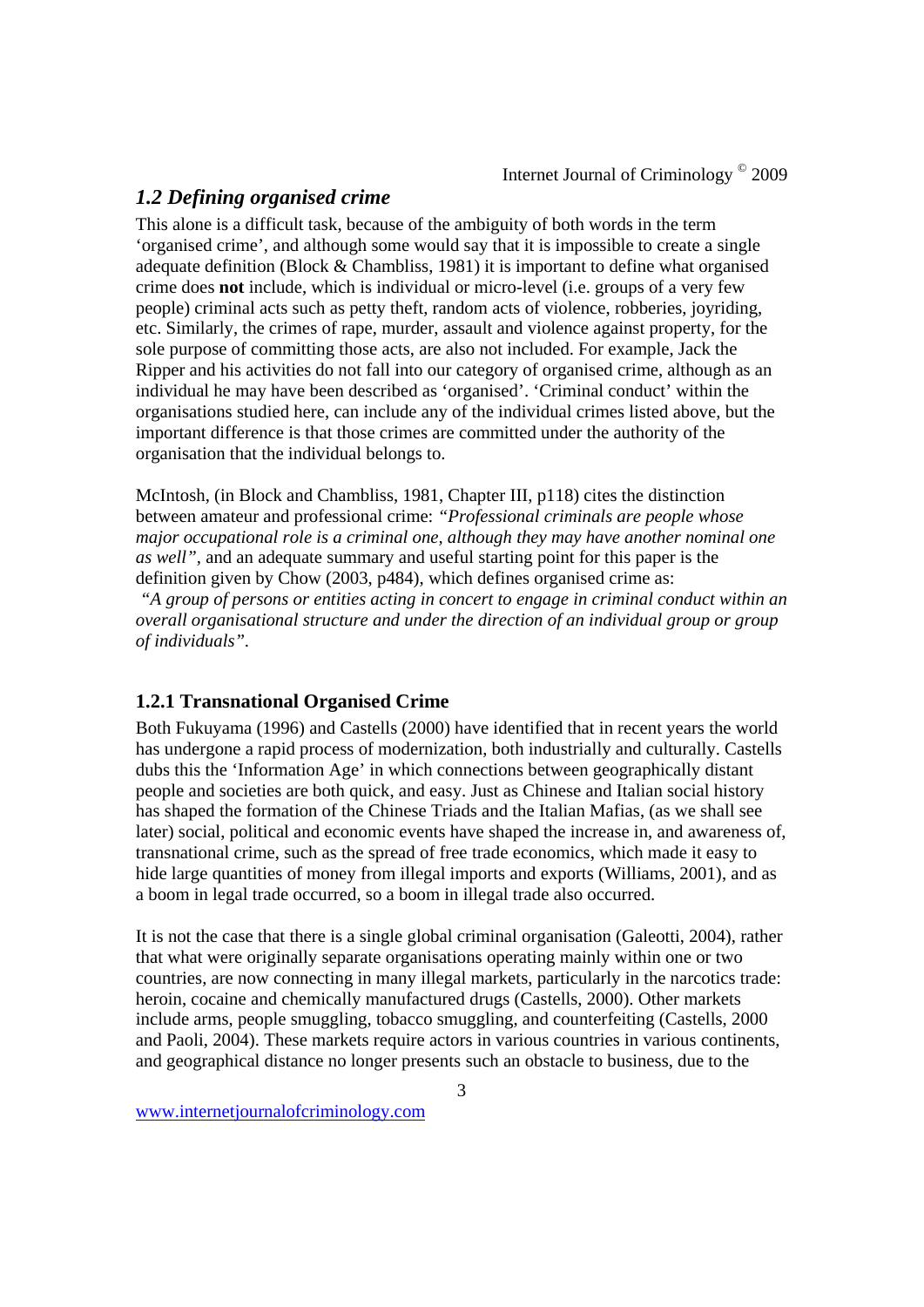## *1.2 Defining organised crime*

This alone is a difficult task, because of the ambiguity of both words in the term 'organised crime', and although some would say that it is impossible to create a single adequate definition (Block & Chambliss, 1981) it is important to define what organised crime does **not** include, which is individual or micro-level (i.e. groups of a very few people) criminal acts such as petty theft, random acts of violence, robberies, joyriding, etc. Similarly, the crimes of rape, murder, assault and violence against property, for the sole purpose of committing those acts, are also not included. For example, Jack the Ripper and his activities do not fall into our category of organised crime, although as an individual he may have been described as 'organised'. 'Criminal conduct' within the organisations studied here, can include any of the individual crimes listed above, but the important difference is that those crimes are committed under the authority of the organisation that the individual belongs to.

McIntosh, (in Block and Chambliss, 1981, Chapter III, p118) cites the distinction between amateur and professional crime: *"Professional criminals are people whose major occupational role is a criminal one, although they may have another nominal one as well"*, and an adequate summary and useful starting point for this paper is the definition given by Chow (2003, p484), which defines organised crime as:

*"A group of persons or entities acting in concert to engage in criminal conduct within an overall organisational structure and under the direction of an individual group or group of individuals"*.

### 1.2.1 Transnational Organised Crime

Both Fukuyama (1996) and Castells (2000) have identified that in recent years the world has undergone a rapid process of modernization, both industrially and culturally. Castells dubs this the 'Information Age' in which connections between geographically distant people and societies are both quick, and easy. Just as Chinese and Italian social history has shaped the formation of the Chinese Triads and the Italian Mafias, (as we shall see later) social, political and economic events have shaped the increase in, and awareness of, transnational crime, such as the spread of free trade economics, which made it easy to hide large quantities of money from illegal imports and exports (Williams, 2001), and as a boom in legal trade occurred, so a boom in illegal trade also occurred.

It is not the case that there is a single global criminal organisation (Galeotti, 2004), rather that what were originally separate organisations operating mainly within one or two countries, are now connecting in many illegal markets, particularly in the narcotics trade: heroin, cocaine and chemically manufactured drugs (Castells, 2000). Other markets include arms, people smuggling, tobacco smuggling, and counterfeiting (Castells, 2000 and Paoli, 2004). These markets require actors in various countries in various continents, and geographical distance no longer presents such an obstacle to business, due to the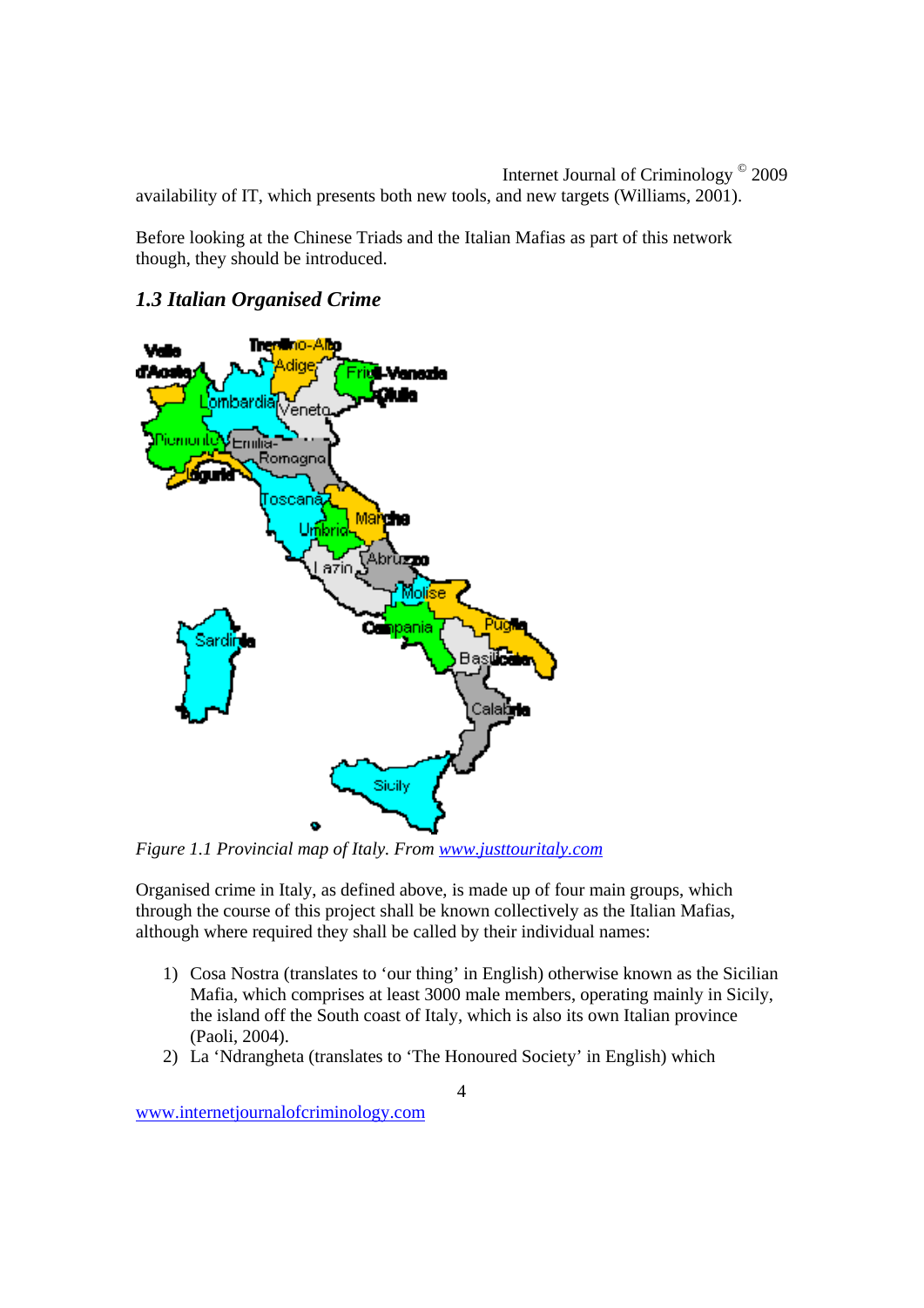availability of IT, which presents both new tools, and new targets (Williams, 2001).

Before looking at the Chinese Triads and the Italian Mafias as part of this network though, they should be introduced.

### *1.3 Italian Organised Crime*

*Figure 1.1 Provincial map of Italy. From www.justtouritaly.com*

Organised crime in Italy, as defined above, is made up of four main groups, which through the course of this project shall be known collectively as the Italian Mafias, although where required they shall be called by their individual names:

1) Cosa Nostra (translates to 'our thing' in English) otherwise known as the Sicilian Mafia, which comprises at least 3000 male members, operating mainly in Sicily, the island off the South coast of Italy, which is also its own Italian province (Paoli, 2004).
2) La 'Ndrangheta (translates to 'The Honoured Society' in English) which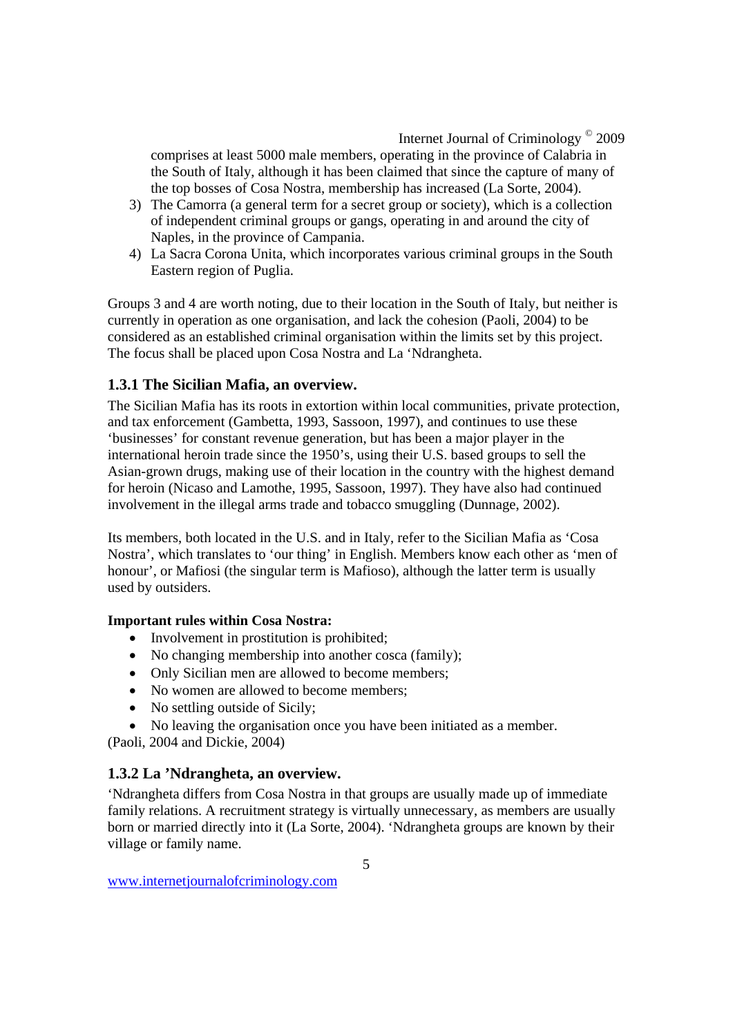comprises at least 5000 male members, operating in the province of Calabria in the South of Italy, although it has been claimed that since the capture of many of the top bosses of Cosa Nostra, membership has increased (La Sorte, 2004).

3) The Camorra (a general term for a secret group or society), which is a collection of independent criminal groups or gangs, operating in and around the city of Naples, in the province of Campania.
4) La Sacra Corona Unita, which incorporates various criminal groups in the South Eastern region of Puglia.

Groups 3 and 4 are worth noting, due to their location in the South of Italy, but neither is currently in operation as one organisation, and lack the cohesion (Paoli, 2004) to be considered as an established criminal organisation within the limits set by this project. The focus shall be placed upon Cosa Nostra and La 'Ndrangheta.

### 1.3.1 The Sicilian Mafia, an overview.

The Sicilian Mafia has its roots in extortion within local communities, private protection, and tax enforcement (Gambetta, 1993, Sassoon, 1997), and continues to use these 'businesses' for constant revenue generation, but has been a major player in the international heroin trade since the 1950's, using their U.S. based groups to sell the Asian-grown drugs, making use of their location in the country with the highest demand for heroin (Nicaso and Lamothe, 1995, Sassoon, 1997). They have also had continued involvement in the illegal arms trade and tobacco smuggling (Dunnage, 2002).

Its members, both located in the U.S. and in Italy, refer to the Sicilian Mafia as 'Cosa Nostra', which translates to 'our thing' in English. Members know each other as 'men of honour', or Mafiosi (the singular term is Mafioso), although the latter term is usually used by outsiders.

**Important rules within Cosa Nostra:**

- Involvement in prostitution is prohibited;
- No changing membership into another cosca (family);
- Only Sicilian men are allowed to become members;
- No women are allowed to become members;
- No settling outside of Sicily;
- No leaving the organisation once you have been initiated as a member.

(Paoli, 2004 and Dickie, 2004)

### 1.3.2 La 'Ndrangheta, an overview.

'Ndrangheta differs from Cosa Nostra in that groups are usually made up of immediate family relations. A recruitment strategy is virtually unnecessary, as members are usually born or married directly into it (La Sorte, 2004). 'Ndrangheta groups are known by their village or family name.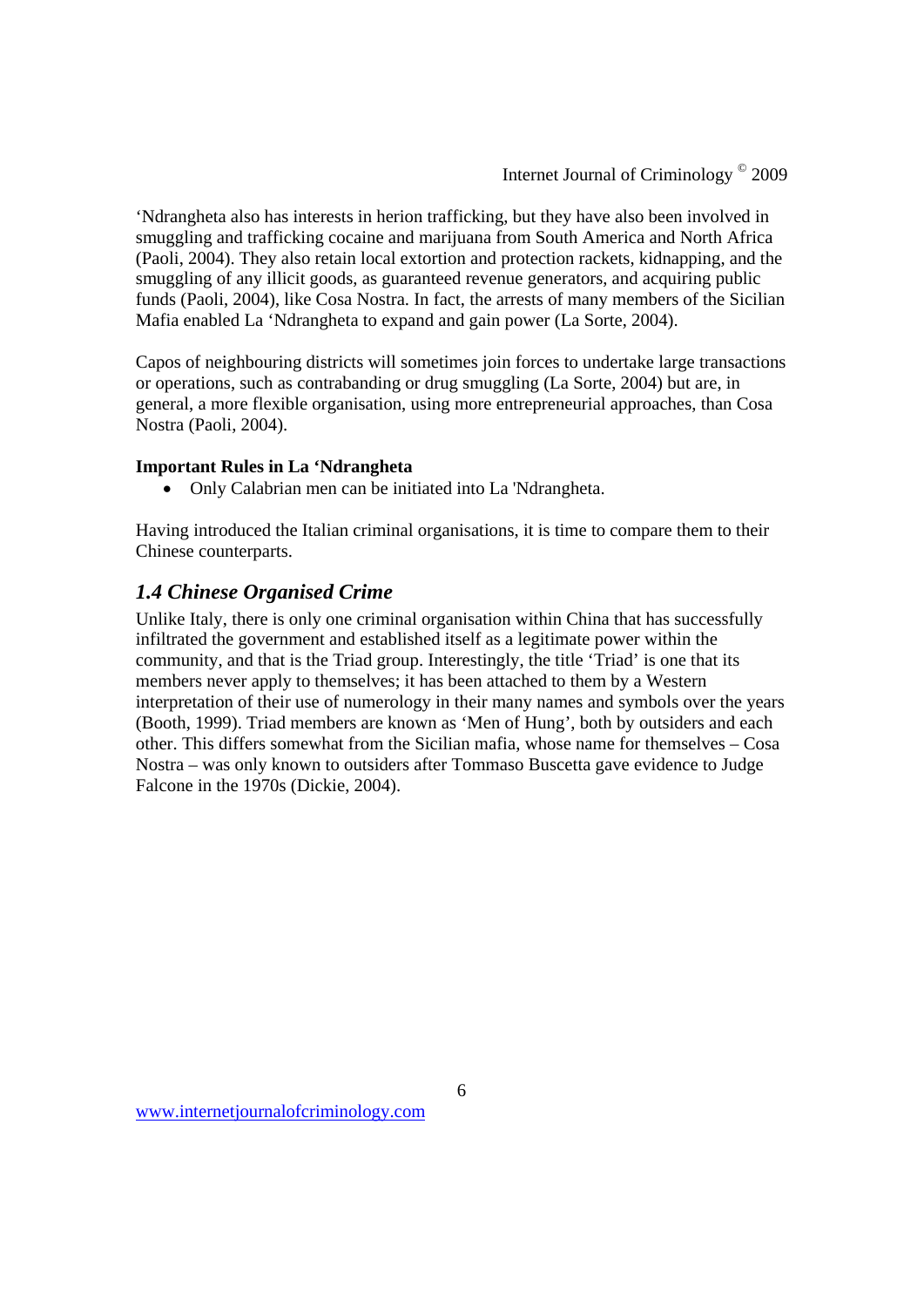'Ndrangheta also has interests in herion trafficking, but they have also been involved in smuggling and trafficking cocaine and marijuana from South America and North Africa (Paoli, 2004). They also retain local extortion and protection rackets, kidnapping, and the smuggling of any illicit goods, as guaranteed revenue generators, and acquiring public funds (Paoli, 2004), like Cosa Nostra. In fact, the arrests of many members of the Sicilian Mafia enabled La 'Ndrangheta to expand and gain power (La Sorte, 2004).

Capos of neighbouring districts will sometimes join forces to undertake large transactions or operations, such as contrabanding or drug smuggling (La Sorte, 2004) but are, in general, a more flexible organisation, using more entrepreneurial approaches, than Cosa Nostra (Paoli, 2004).

**Important Rules in La 'Ndrangheta**

- Only Calabrian men can be initiated into La 'Ndrangheta.

Having introduced the Italian criminal organisations, it is time to compare them to their Chinese counterparts.

## *1.4 Chinese Organised Crime*

Unlike Italy, there is only one criminal organisation within China that has successfully infiltrated the government and established itself as a legitimate power within the community, and that is the Triad group. Interestingly, the title 'Triad' is one that its members never apply to themselves; it has been attached to them by a Western interpretation of their use of numerology in their many names and symbols over the years (Booth, 1999). Triad members are known as 'Men of Hung', both by outsiders and each other. This differs somewhat from the Sicilian mafia, whose name for themselves – Cosa Nostra – was only known to outsiders after Tommaso Buscetta gave evidence to Judge Falcone in the 1970s (Dickie, 2004).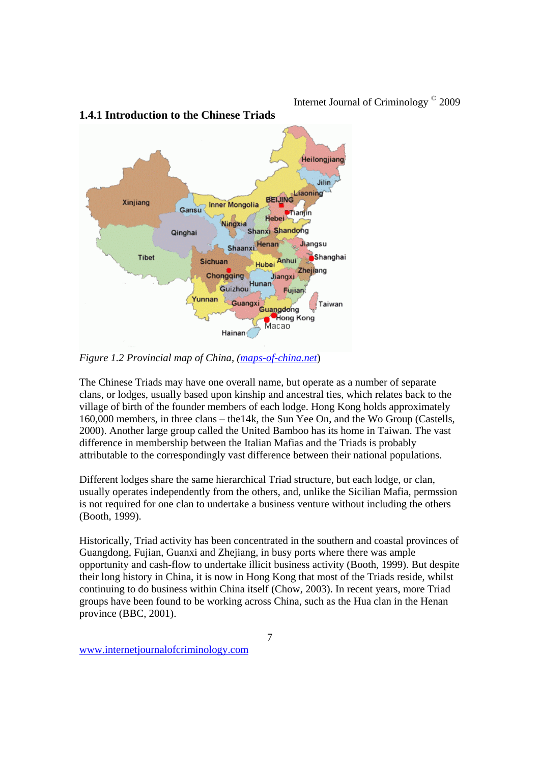### 1.4.1 Introduction to the Chinese Triads

*Figure 1.2 Provincial map of China, (maps-of-china.net)*

The Chinese Triads may have one overall name, but operate as a number of separate clans, or lodges, usually based upon kinship and ancestral ties, which relates back to the village of birth of the founder members of each lodge. Hong Kong holds approximately 160,000 members, in three clans – the14k, the Sun Yee On, and the Wo Group (Castells, 2000). Another large group called the United Bamboo has its home in Taiwan. The vast difference in membership between the Italian Mafias and the Triads is probably attributable to the correspondingly vast difference between their national populations.

Different lodges share the same hierarchical Triad structure, but each lodge, or clan, usually operates independently from the others, and, unlike the Sicilian Mafia, permssion is not required for one clan to undertake a business venture without including the others (Booth, 1999).

Historically, Triad activity has been concentrated in the southern and coastal provinces of Guangdong, Fujian, Guanxi and Zhejiang, in busy ports where there was ample opportunity and cash-flow to undertake illicit business activity (Booth, 1999). But despite their long history in China, it is now in Hong Kong that most of the Triads reside, whilst continuing to do business within China itself (Chow, 2003). In recent years, more Triad groups have been found to be working across China, such as the Hua clan in the Henan province (BBC, 2001).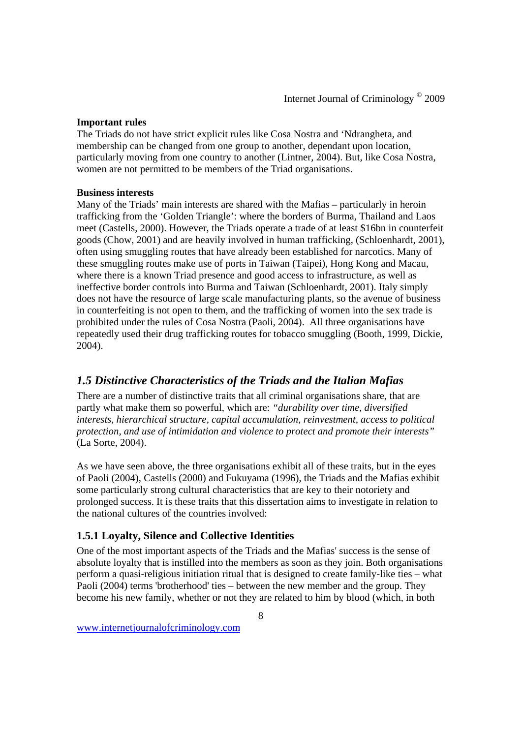**Important rules**

The Triads do not have strict explicit rules like Cosa Nostra and 'Ndrangheta, and membership can be changed from one group to another, dependant upon location, particularly moving from one country to another (Lintner, 2004). But, like Cosa Nostra, women are not permitted to be members of the Triad organisations.

**Business interests**

Many of the Triads' main interests are shared with the Mafias – particularly in heroin trafficking from the 'Golden Triangle': where the borders of Burma, Thailand and Laos meet (Castells, 2000). However, the Triads operate a trade of at least $16bn in counterfeit goods (Chow, 2001) and are heavily involved in human trafficking, (Schloenhardt, 2001), often using smuggling routes that have already been established for narcotics. Many of these smuggling routes make use of ports in Taiwan (Taipei), Hong Kong and Macau, where there is a known Triad presence and good access to infrastructure, as well as ineffective border controls into Burma and Taiwan (Schloenhardt, 2001). Italy simply does not have the resource of large scale manufacturing plants, so the avenue of business in counterfeiting is not open to them, and the trafficking of women into the sex trade is prohibited under the rules of Cosa Nostra (Paoli, 2004). All three organisations have repeatedly used their drug trafficking routes for tobacco smuggling (Booth, 1999, Dickie, 2004).

## *1.5 Distinctive Characteristics of the Triads and the Italian Mafias*

There are a number of distinctive traits that all criminal organisations share, that are partly what make them so powerful, which are: *"durability over time, diversified interests, hierarchical structure, capital accumulation, reinvestment, access to political protection, and use of intimidation and violence to protect and promote their interests"* (La Sorte, 2004).

As we have seen above, the three organisations exhibit all of these traits, but in the eyes of Paoli (2004), Castells (2000) and Fukuyama (1996), the Triads and the Mafias exhibit some particularly strong cultural characteristics that are key to their notoriety and prolonged success. It is these traits that this dissertation aims to investigate in relation to the national cultures of the countries involved:

### 1.5.1 Loyalty, Silence and Collective Identities

One of the most important aspects of the Triads and the Mafias' success is the sense of absolute loyalty that is instilled into the members as soon as they join. Both organisations perform a quasi-religious initiation ritual that is designed to create family-like ties – what Paoli (2004) terms 'brotherhood' ties – between the new member and the group. They become his new family, whether or not they are related to him by blood (which, in both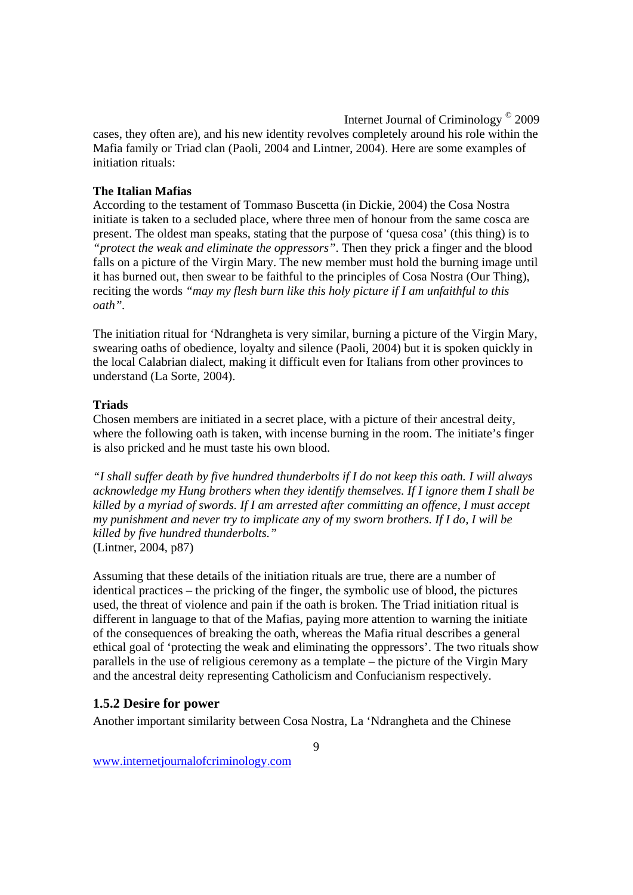cases, they often are), and his new identity revolves completely around his role within the Mafia family or Triad clan (Paoli, 2004 and Lintner, 2004). Here are some examples of initiation rituals:

**The Italian Mafias**

According to the testament of Tommaso Buscetta (in Dickie, 2004) the Cosa Nostra initiate is taken to a secluded place, where three men of honour from the same cosca are present. The oldest man speaks, stating that the purpose of 'quesa cosa' (this thing) is to *"protect the weak and eliminate the oppressors"*. Then they prick a finger and the blood falls on a picture of the Virgin Mary. The new member must hold the burning image until it has burned out, then swear to be faithful to the principles of Cosa Nostra (Our Thing), reciting the words *"may my flesh burn like this holy picture if I am unfaithful to this oath"*.

The initiation ritual for 'Ndrangheta is very similar, burning a picture of the Virgin Mary, swearing oaths of obedience, loyalty and silence (Paoli, 2004) but it is spoken quickly in the local Calabrian dialect, making it difficult even for Italians from other provinces to understand (La Sorte, 2004).

**Triads**

Chosen members are initiated in a secret place, with a picture of their ancestral deity, where the following oath is taken, with incense burning in the room. The initiate's finger is also pricked and he must taste his own blood.

*"I shall suffer death by five hundred thunderbolts if I do not keep this oath. I will always acknowledge my Hung brothers when they identify themselves. If I ignore them I shall be killed by a myriad of swords. If I am arrested after committing an offence, I must accept my punishment and never try to implicate any of my sworn brothers. If I do, I will be killed by five hundred thunderbolts."*
(Lintner, 2004, p87)

Assuming that these details of the initiation rituals are true, there are a number of identical practices – the pricking of the finger, the symbolic use of blood, the pictures used, the threat of violence and pain if the oath is broken. The Triad initiation ritual is different in language to that of the Mafias, paying more attention to warning the initiate of the consequences of breaking the oath, whereas the Mafia ritual describes a general ethical goal of 'protecting the weak and eliminating the oppressors'. The two rituals show parallels in the use of religious ceremony as a template – the picture of the Virgin Mary and the ancestral deity representing Catholicism and Confucianism respectively.

### 1.5.2 Desire for power

Another important similarity between Cosa Nostra, La 'Ndrangheta and the Chinese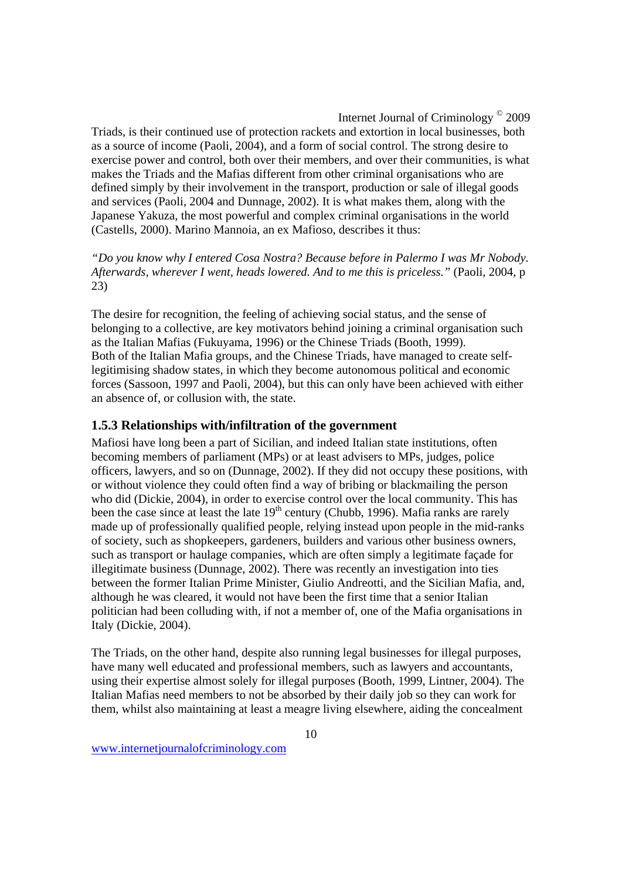Triads, is their continued use of protection rackets and extortion in local businesses, both as a source of income (Paoli, 2004), and a form of social control. The strong desire to exercise power and control, both over their members, and over their communities, is what makes the Triads and the Mafias different from other criminal organisations who are defined simply by their involvement in the transport, production or sale of illegal goods and services (Paoli, 2004 and Dunnage, 2002). It is what makes them, along with the Japanese Yakuza, the most powerful and complex criminal organisations in the world (Castells, 2000). Marino Mannoia, an ex Mafioso, describes it thus:

*"Do you know why I entered Cosa Nostra? Because before in Palermo I was Mr Nobody. Afterwards, wherever I went, heads lowered. And to me this is priceless."* (Paoli, 2004, p 23)

The desire for recognition, the feeling of achieving social status, and the sense of belonging to a collective, are key motivators behind joining a criminal organisation such as the Italian Mafias (Fukuyama, 1996) or the Chinese Triads (Booth, 1999). Both of the Italian Mafia groups, and the Chinese Triads, have managed to create self-legitimising shadow states, in which they become autonomous political and economic forces (Sassoon, 1997 and Paoli, 2004), but this can only have been achieved with either an absence of, or collusion with, the state.

### 1.5.3 Relationships with/infiltration of the government

Mafiosi have long been a part of Sicilian, and indeed Italian state institutions, often becoming members of parliament (MPs) or at least advisers to MPs, judges, police officers, lawyers, and so on (Dunnage, 2002). If they did not occupy these positions, with or without violence they could often find a way of bribing or blackmailing the person who did (Dickie, 2004), in order to exercise control over the local community. This has been the case since at least the late 19th century (Chubb, 1996). Mafia ranks are rarely made up of professionally qualified people, relying instead upon people in the mid-ranks of society, such as shopkeepers, gardeners, builders and various other business owners, such as transport or haulage companies, which are often simply a legitimate façade for illegitimate business (Dunnage, 2002). There was recently an investigation into ties between the former Italian Prime Minister, Giulio Andreotti, and the Sicilian Mafia, and, although he was cleared, it would not have been the first time that a senior Italian politician had been colluding with, if not a member of, one of the Mafia organisations in Italy (Dickie, 2004).

The Triads, on the other hand, despite also running legal businesses for illegal purposes, have many well educated and professional members, such as lawyers and accountants, using their expertise almost solely for illegal purposes (Booth, 1999, Lintner, 2004). The Italian Mafias need members to not be absorbed by their daily job so they can work for them, whilst also maintaining at least a meagre living elsewhere, aiding the concealment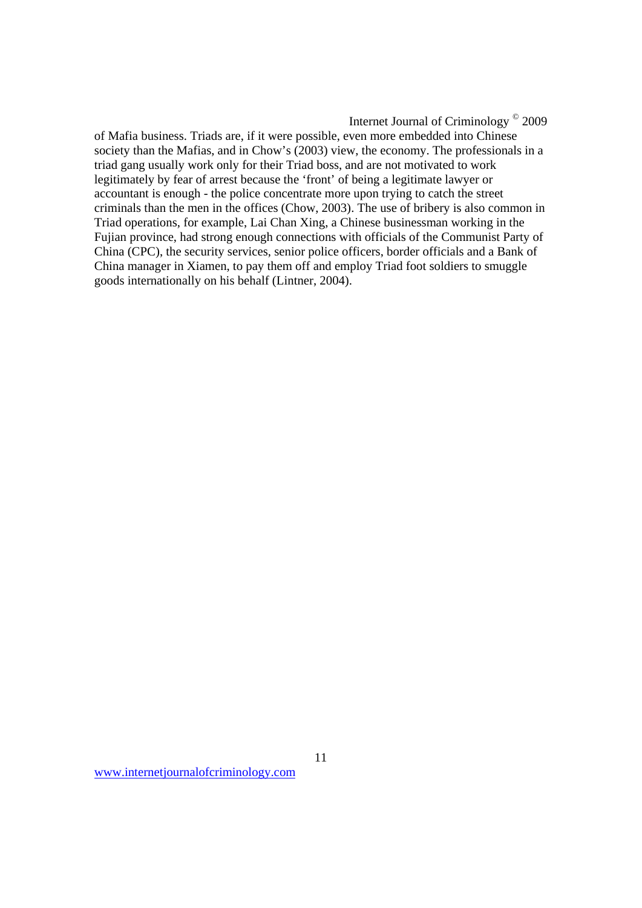of Mafia business. Triads are, if it were possible, even more embedded into Chinese society than the Mafias, and in Chow's (2003) view, the economy. The professionals in a triad gang usually work only for their Triad boss, and are not motivated to work legitimately by fear of arrest because the 'front' of being a legitimate lawyer or accountant is enough - the police concentrate more upon trying to catch the street criminals than the men in the offices (Chow, 2003). The use of bribery is also common in Triad operations, for example, Lai Chan Xing, a Chinese businessman working in the Fujian province, had strong enough connections with officials of the Communist Party of China (CPC), the security services, senior police officers, border officials and a Bank of China manager in Xiamen, to pay them off and employ Triad foot soldiers to smuggle goods internationally on his behalf (Lintner, 2004).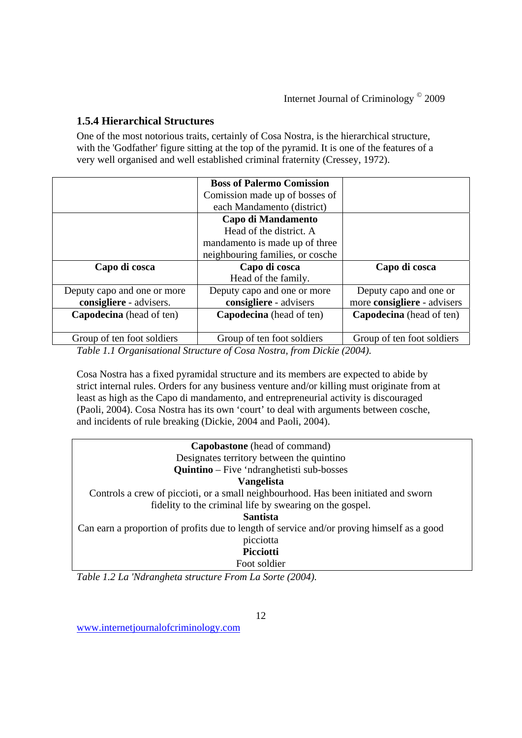### 1.5.4 Hierarchical Structures

One of the most notorious traits, certainly of Cosa Nostra, is the hierarchical structure, with the 'Godfather' figure sitting at the top of the pyramid. It is one of the features of a very well organised and well established criminal fraternity (Cressey, 1972).

| | **Boss of Palermo Comission**<br>Comission made up of bosses of each Mandamento (district) | |
|---|---|---|
| | **Capo di Mandamento**<br>Head of the district. A mandamento is made up of three neighbouring families, or cosche | |
| **Capo di cosca** | **Capo di cosca**<br>Head of the family. | **Capo di cosca** |
| Deputy capo and one or more **consigliere** - advisers. | Deputy capo and one or more **consigliere** - advisers | Deputy capo and one or more **consigliere** - advisers |
| **Capodecina** (head of ten) | **Capodecina** (head of ten) | **Capodecina** (head of ten) |
| Group of ten foot soldiers | Group of ten foot soldiers | Group of ten foot soldiers |

*Table 1.1 Organisational Structure of Cosa Nostra, from Dickie (2004).*

Cosa Nostra has a fixed pyramidal structure and its members are expected to abide by strict internal rules. Orders for any business venture and/or killing must originate from at least as high as the Capo di mandamento, and entrepreneurial activity is discouraged (Paoli, 2004). Cosa Nostra has its own 'court' to deal with arguments between cosche, and incidents of rule breaking (Dickie, 2004 and Paoli, 2004).

| **Capobastone** (head of command)<br>Designates territory between the quintino |
|---|
| **Quintino** – Five 'ndranghetisti sub-bosses |
| **Vangelista**<br>Controls a crew of piccioti, or a small neighbourhood. Has been initiated and sworn fidelity to the criminal life by swearing on the gospel. |
| **Santista**<br>Can earn a proportion of profits due to length of service and/or proving himself as a good picciotta |
| **Picciotti**<br>Foot soldier |

*Table 1.2 La 'Ndrangheta structure From La Sorte (2004).*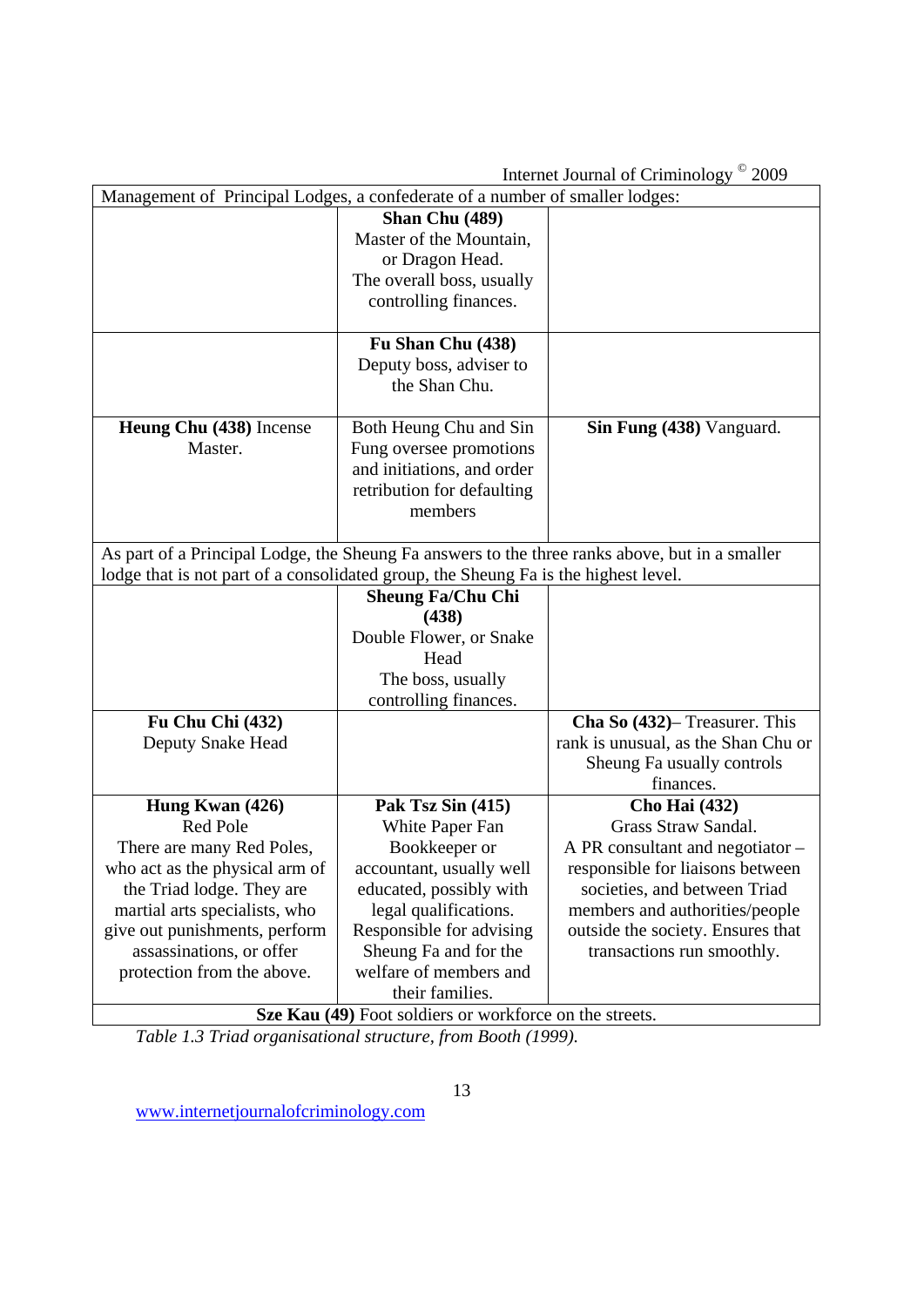| Management of Principal Lodges, a confederate of a number of smaller lodges: | | |
|---|---|---|
| | **Shan Chu (489)** Master of the Mountain, or Dragon Head. The overall boss, usually controlling finances. | |
| | **Fu Shan Chu (438)** Deputy boss, adviser to the Shan Chu. | |
| **Heung Chu (438)** Incense Master. | Both Heung Chu and Sin Fung oversee promotions and initiations, and order retribution for defaulting members | **Sin Fung (438)** Vanguard. |
| As part of a Principal Lodge, the Sheung Fa answers to the three ranks above, but in a smaller lodge that is not part of a consolidated group, the Sheung Fa is the highest level. | | |
| | **Sheung Fa/Chu Chi (438)** Double Flower, or Snake Head The boss, usually controlling finances. | |
| **Fu Chu Chi (432)** Deputy Snake Head | | **Cha So (432)**– Treasurer. This rank is unusual, as the Shan Chu or Sheung Fa usually controls finances. |
| **Hung Kwan (426)** Red Pole There are many Red Poles, who act as the physical arm of the Triad lodge. They are martial arts specialists, who give out punishments, perform assassinations, or offer protection from the above. | **Pak Tsz Sin (415)** White Paper Fan Bookkeeper or accountant, usually well educated, possibly with legal qualifications. Responsible for advising Sheung Fa and for the welfare of members and their families. | **Cho Hai (432)** Grass Straw Sandal. A PR consultant and negotiator – responsible for liaisons between societies, and between Triad members and authorities/people outside the society. Ensures that transactions run smoothly. |
| **Sze Kau (49)** Foot soldiers or workforce on the streets. | | |

*Table 1.3 Triad organisational structure, from Booth (1999).*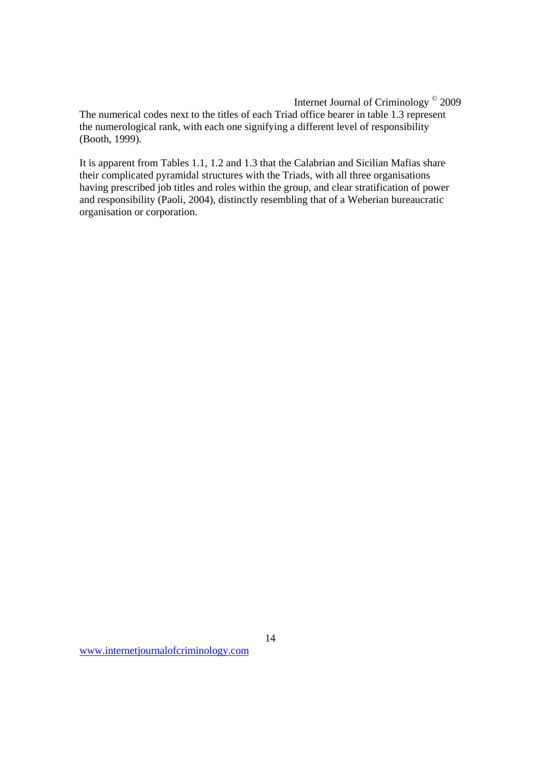The numerical codes next to the titles of each Triad office bearer in table 1.3 represent the numerological rank, with each one signifying a different level of responsibility (Booth, 1999).

It is apparent from Tables 1.1, 1.2 and 1.3 that the Calabrian and Sicilian Mafias share their complicated pyramidal structures with the Triads, with all three organisations having prescribed job titles and roles within the group, and clear stratification of power and responsibility (Paoli, 2004), distinctly resembling that of a Weberian bureaucratic organisation or corporation.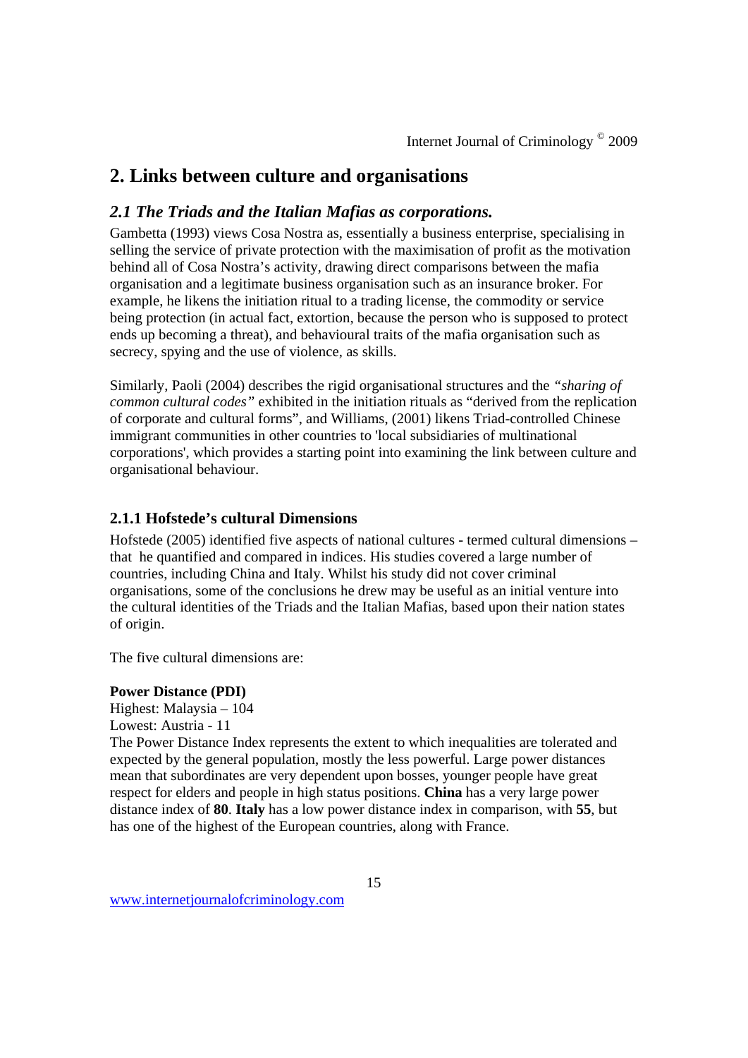## 2. Links between culture and organisations

### *2.1 The Triads and the Italian Mafias as corporations.*

Gambetta (1993) views Cosa Nostra as, essentially a business enterprise, specialising in selling the service of private protection with the maximisation of profit as the motivation behind all of Cosa Nostra's activity, drawing direct comparisons between the mafia organisation and a legitimate business organisation such as an insurance broker. For example, he likens the initiation ritual to a trading license, the commodity or service being protection (in actual fact, extortion, because the person who is supposed to protect ends up becoming a threat), and behavioural traits of the mafia organisation such as secrecy, spying and the use of violence, as skills.

Similarly, Paoli (2004) describes the rigid organisational structures and the *"sharing of common cultural codes"* exhibited in the initiation rituals as "derived from the replication of corporate and cultural forms", and Williams, (2001) likens Triad-controlled Chinese immigrant communities in other countries to 'local subsidiaries of multinational corporations', which provides a starting point into examining the link between culture and organisational behaviour.

#### 2.1.1 Hofstede's cultural Dimensions

Hofstede (2005) identified five aspects of national cultures - termed cultural dimensions – that he quantified and compared in indices. His studies covered a large number of countries, including China and Italy. Whilst his study did not cover criminal organisations, some of the conclusions he drew may be useful as an initial venture into the cultural identities of the Triads and the Italian Mafias, based upon their nation states of origin.

The five cultural dimensions are:

**Power Distance (PDI)**

Highest: Malaysia – 104

Lowest: Austria - 11

The Power Distance Index represents the extent to which inequalities are tolerated and expected by the general population, mostly the less powerful. Large power distances mean that subordinates are very dependent upon bosses, younger people have great respect for elders and people in high status positions. **China** has a very large power distance index of **80**. **Italy** has a low power distance index in comparison, with **55**, but has one of the highest of the European countries, along with France.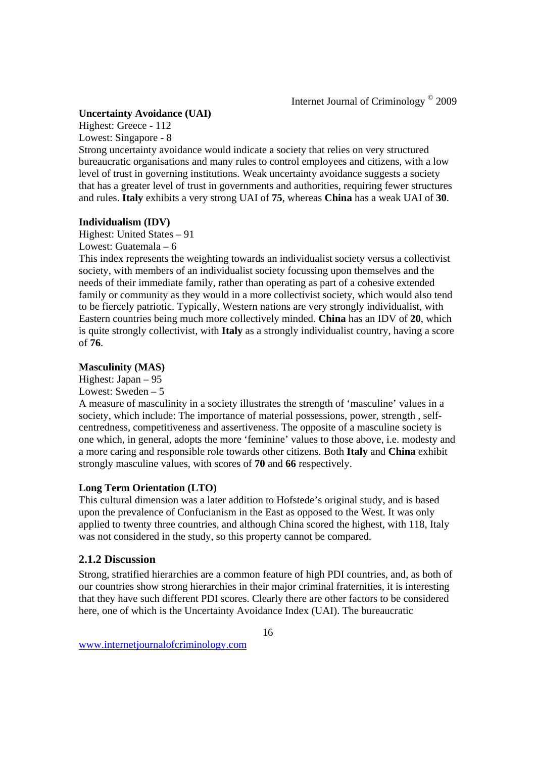**Uncertainty Avoidance (UAI)**

Highest: Greece - 112
Lowest: Singapore - 8

Strong uncertainty avoidance would indicate a society that relies on very structured bureaucratic organisations and many rules to control employees and citizens, with a low level of trust in governing institutions. Weak uncertainty avoidance suggests a society that has a greater level of trust in governments and authorities, requiring fewer structures and rules. **Italy** exhibits a very strong UAI of **75**, whereas **China** has a weak UAI of **30**.

**Individualism (IDV)**

Highest: United States – 91
Lowest: Guatemala – 6

This index represents the weighting towards an individualist society versus a collectivist society, with members of an individualist society focussing upon themselves and the needs of their immediate family, rather than operating as part of a cohesive extended family or community as they would in a more collectivist society, which would also tend to be fiercely patriotic. Typically, Western nations are very strongly individualist, with Eastern countries being much more collectively minded. **China** has an IDV of **20**, which is quite strongly collectivist, with **Italy** as a strongly individualist country, having a score of **76**.

**Masculinity (MAS)**

Highest: Japan – 95
Lowest: Sweden – 5

A measure of masculinity in a society illustrates the strength of 'masculine' values in a society, which include: The importance of material possessions, power, strength , self-centredness, competitiveness and assertiveness. The opposite of a masculine society is one which, in general, adopts the more 'feminine' values to those above, i.e. modesty and a more caring and responsible role towards other citizens. Both **Italy** and **China** exhibit strongly masculine values, with scores of **70** and **66** respectively.

**Long Term Orientation (LTO)**

This cultural dimension was a later addition to Hofstede's original study, and is based upon the prevalence of Confucianism in the East as opposed to the West. It was only applied to twenty three countries, and although China scored the highest, with 118, Italy was not considered in the study, so this property cannot be compared.

### 2.1.2 Discussion

Strong, stratified hierarchies are a common feature of high PDI countries, and, as both of our countries show strong hierarchies in their major criminal fraternities, it is interesting that they have such different PDI scores. Clearly there are other factors to be considered here, one of which is the Uncertainty Avoidance Index (UAI). The bureaucratic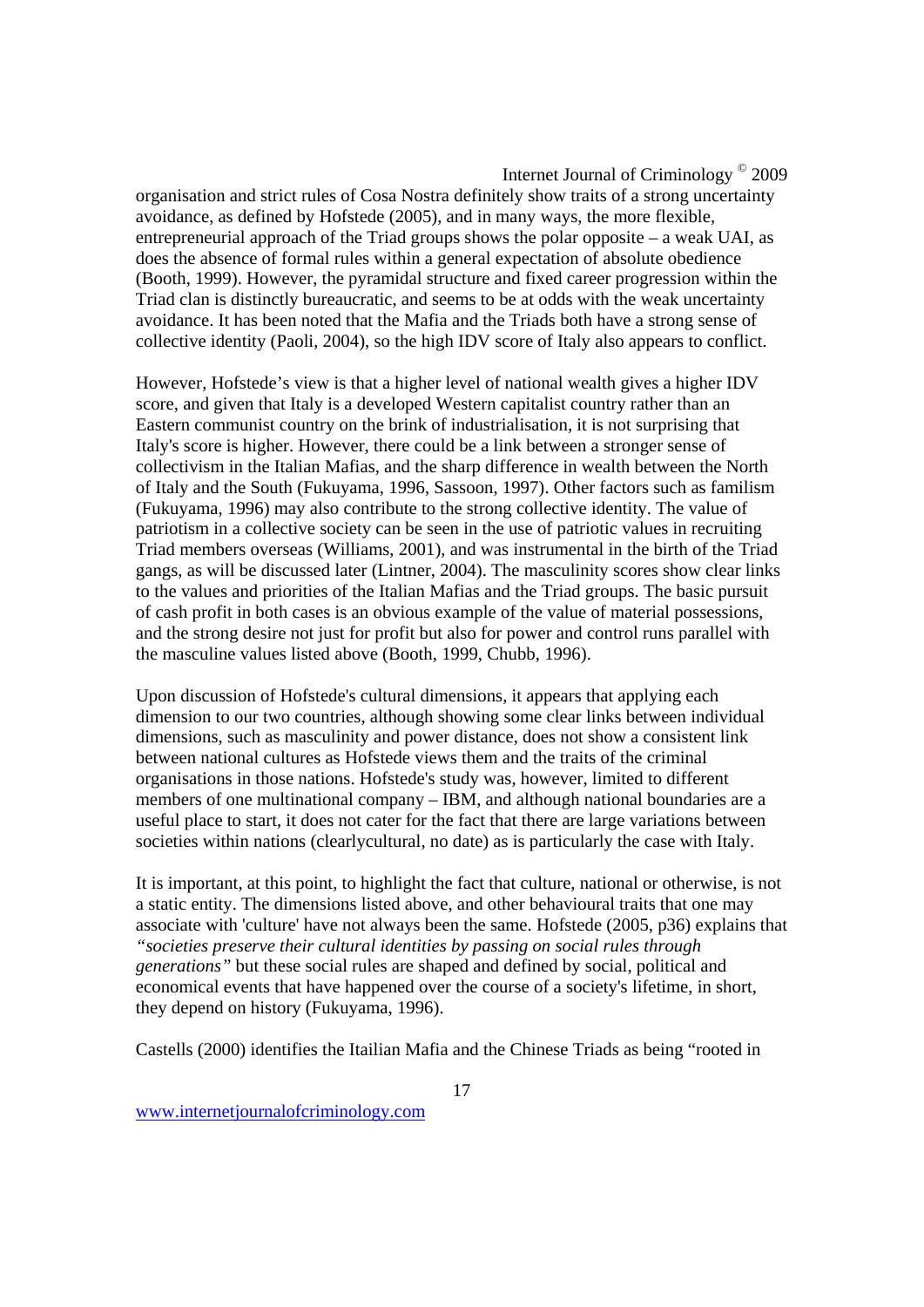organisation and strict rules of Cosa Nostra definitely show traits of a strong uncertainty avoidance, as defined by Hofstede (2005), and in many ways, the more flexible, entrepreneurial approach of the Triad groups shows the polar opposite – a weak UAI, as does the absence of formal rules within a general expectation of absolute obedience (Booth, 1999). However, the pyramidal structure and fixed career progression within the Triad clan is distinctly bureaucratic, and seems to be at odds with the weak uncertainty avoidance. It has been noted that the Mafia and the Triads both have a strong sense of collective identity (Paoli, 2004), so the high IDV score of Italy also appears to conflict.

However, Hofstede's view is that a higher level of national wealth gives a higher IDV score, and given that Italy is a developed Western capitalist country rather than an Eastern communist country on the brink of industrialisation, it is not surprising that Italy's score is higher. However, there could be a link between a stronger sense of collectivism in the Italian Mafias, and the sharp difference in wealth between the North of Italy and the South (Fukuyama, 1996, Sassoon, 1997). Other factors such as familism (Fukuyama, 1996) may also contribute to the strong collective identity. The value of patriotism in a collective society can be seen in the use of patriotic values in recruiting Triad members overseas (Williams, 2001), and was instrumental in the birth of the Triad gangs, as will be discussed later (Lintner, 2004). The masculinity scores show clear links to the values and priorities of the Italian Mafias and the Triad groups. The basic pursuit of cash profit in both cases is an obvious example of the value of material possessions, and the strong desire not just for profit but also for power and control runs parallel with the masculine values listed above (Booth, 1999, Chubb, 1996).

Upon discussion of Hofstede's cultural dimensions, it appears that applying each dimension to our two countries, although showing some clear links between individual dimensions, such as masculinity and power distance, does not show a consistent link between national cultures as Hofstede views them and the traits of the criminal organisations in those nations. Hofstede's study was, however, limited to different members of one multinational company – IBM, and although national boundaries are a useful place to start, it does not cater for the fact that there are large variations between societies within nations (clearlycultural, no date) as is particularly the case with Italy.

It is important, at this point, to highlight the fact that culture, national or otherwise, is not a static entity. The dimensions listed above, and other behavioural traits that one may associate with 'culture' have not always been the same. Hofstede (2005, p36) explains that *"societies preserve their cultural identities by passing on social rules through generations"* but these social rules are shaped and defined by social, political and economical events that have happened over the course of a society's lifetime, in short, they depend on history (Fukuyama, 1996).

Castells (2000) identifies the Itailian Mafia and the Chinese Triads as being "rooted in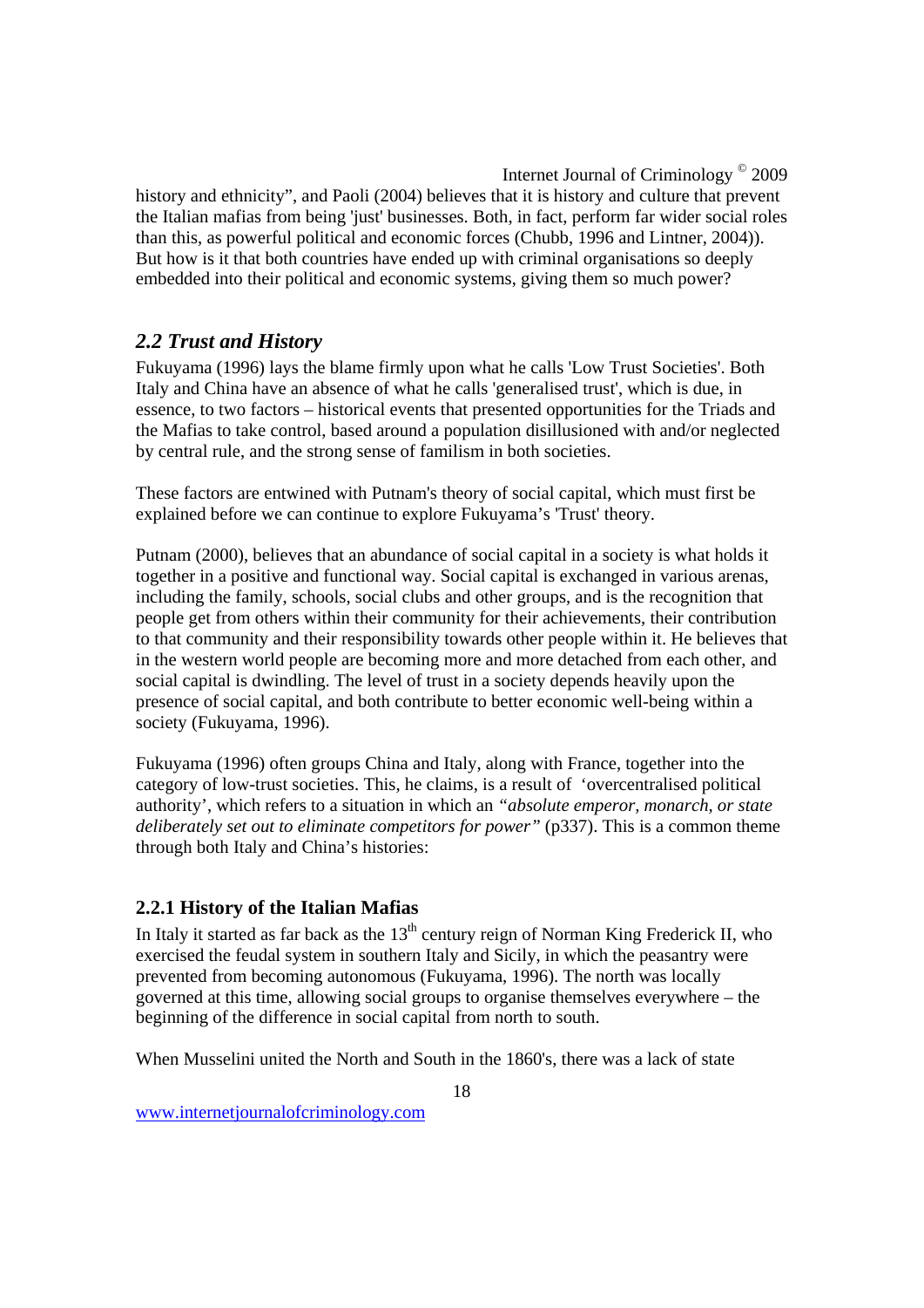history and ethnicity", and Paoli (2004) believes that it is history and culture that prevent the Italian mafias from being 'just' businesses. Both, in fact, perform far wider social roles than this, as powerful political and economic forces (Chubb, 1996 and Lintner, 2004)). But how is it that both countries have ended up with criminal organisations so deeply embedded into their political and economic systems, giving them so much power?

## *2.2 Trust and History*

Fukuyama (1996) lays the blame firmly upon what he calls 'Low Trust Societies'. Both Italy and China have an absence of what he calls 'generalised trust', which is due, in essence, to two factors – historical events that presented opportunities for the Triads and the Mafias to take control, based around a population disillusioned with and/or neglected by central rule, and the strong sense of familism in both societies.

These factors are entwined with Putnam's theory of social capital, which must first be explained before we can continue to explore Fukuyama's 'Trust' theory.

Putnam (2000), believes that an abundance of social capital in a society is what holds it together in a positive and functional way. Social capital is exchanged in various arenas, including the family, schools, social clubs and other groups, and is the recognition that people get from others within their community for their achievements, their contribution to that community and their responsibility towards other people within it. He believes that in the western world people are becoming more and more detached from each other, and social capital is dwindling. The level of trust in a society depends heavily upon the presence of social capital, and both contribute to better economic well-being within a society (Fukuyama, 1996).

Fukuyama (1996) often groups China and Italy, along with France, together into the category of low-trust societies. This, he claims, is a result of 'overcentralised political authority', which refers to a situation in which an *"absolute emperor, monarch, or state deliberately set out to eliminate competitors for power"* (p337). This is a common theme through both Italy and China's histories:

### **2.2.1 History of the Italian Mafias**

In Italy it started as far back as the 13th century reign of Norman King Frederick II, who exercised the feudal system in southern Italy and Sicily, in which the peasantry were prevented from becoming autonomous (Fukuyama, 1996). The north was locally governed at this time, allowing social groups to organise themselves everywhere – the beginning of the difference in social capital from north to south.

When Musselini united the North and South in the 1860's, there was a lack of state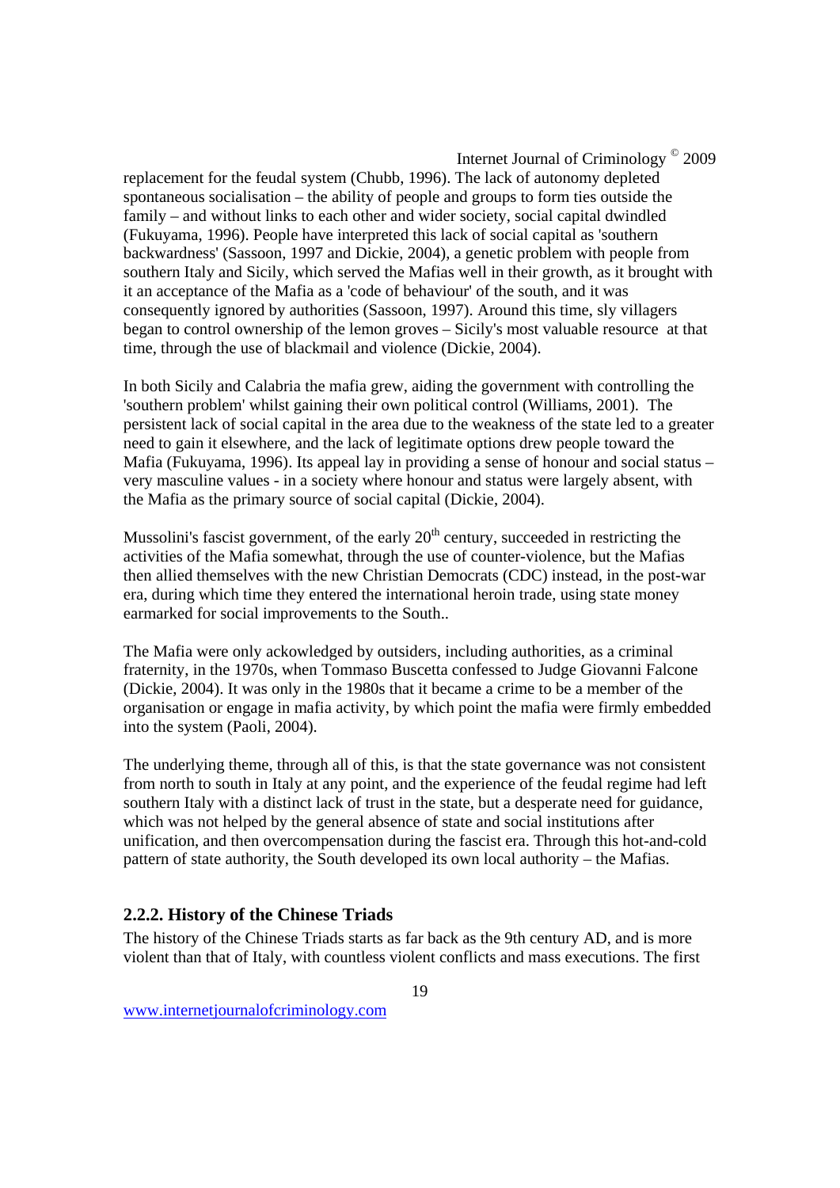replacement for the feudal system (Chubb, 1996). The lack of autonomy depleted spontaneous socialisation – the ability of people and groups to form ties outside the family – and without links to each other and wider society, social capital dwindled (Fukuyama, 1996). People have interpreted this lack of social capital as 'southern backwardness' (Sassoon, 1997 and Dickie, 2004), a genetic problem with people from southern Italy and Sicily, which served the Mafias well in their growth, as it brought with it an acceptance of the Mafia as a 'code of behaviour' of the south, and it was consequently ignored by authorities (Sassoon, 1997). Around this time, sly villagers began to control ownership of the lemon groves – Sicily's most valuable resource at that time, through the use of blackmail and violence (Dickie, 2004).

In both Sicily and Calabria the mafia grew, aiding the government with controlling the 'southern problem' whilst gaining their own political control (Williams, 2001). The persistent lack of social capital in the area due to the weakness of the state led to a greater need to gain it elsewhere, and the lack of legitimate options drew people toward the Mafia (Fukuyama, 1996). Its appeal lay in providing a sense of honour and social status – very masculine values - in a society where honour and status were largely absent, with the Mafia as the primary source of social capital (Dickie, 2004).

Mussolini's fascist government, of the early 20th century, succeeded in restricting the activities of the Mafia somewhat, through the use of counter-violence, but the Mafias then allied themselves with the new Christian Democrats (CDC) instead, in the post-war era, during which time they entered the international heroin trade, using state money earmarked for social improvements to the South..

The Mafia were only ackowledged by outsiders, including authorities, as a criminal fraternity, in the 1970s, when Tommaso Buscetta confessed to Judge Giovanni Falcone (Dickie, 2004). It was only in the 1980s that it became a crime to be a member of the organisation or engage in mafia activity, by which point the mafia were firmly embedded into the system (Paoli, 2004).

The underlying theme, through all of this, is that the state governance was not consistent from north to south in Italy at any point, and the experience of the feudal regime had left southern Italy with a distinct lack of trust in the state, but a desperate need for guidance, which was not helped by the general absence of state and social institutions after unification, and then overcompensation during the fascist era. Through this hot-and-cold pattern of state authority, the South developed its own local authority – the Mafias.

### 2.2.2. History of the Chinese Triads

The history of the Chinese Triads starts as far back as the 9th century AD, and is more violent than that of Italy, with countless violent conflicts and mass executions. The first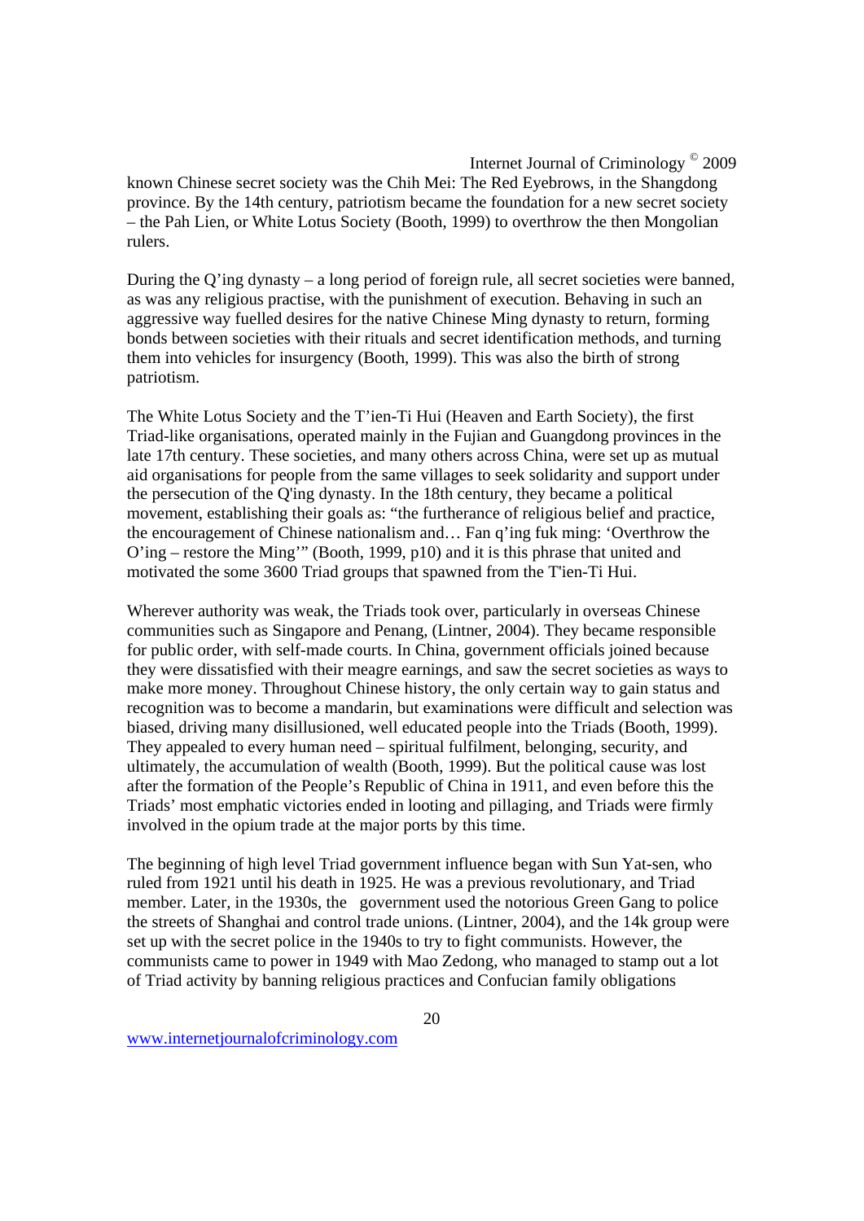known Chinese secret society was the Chih Mei: The Red Eyebrows, in the Shangdong province. By the 14th century, patriotism became the foundation for a new secret society – the Pah Lien, or White Lotus Society (Booth, 1999) to overthrow the then Mongolian rulers.

During the Q'ing dynasty – a long period of foreign rule, all secret societies were banned, as was any religious practise, with the punishment of execution. Behaving in such an aggressive way fuelled desires for the native Chinese Ming dynasty to return, forming bonds between societies with their rituals and secret identification methods, and turning them into vehicles for insurgency (Booth, 1999). This was also the birth of strong patriotism.

The White Lotus Society and the T'ien-Ti Hui (Heaven and Earth Society), the first Triad-like organisations, operated mainly in the Fujian and Guangdong provinces in the late 17th century. These societies, and many others across China, were set up as mutual aid organisations for people from the same villages to seek solidarity and support under the persecution of the Q'ing dynasty. In the 18th century, they became a political movement, establishing their goals as: "the furtherance of religious belief and practice, the encouragement of Chinese nationalism and… Fan q'ing fuk ming: 'Overthrow the O'ing – restore the Ming'" (Booth, 1999, p10) and it is this phrase that united and motivated the some 3600 Triad groups that spawned from the T'ien-Ti Hui.

Wherever authority was weak, the Triads took over, particularly in overseas Chinese communities such as Singapore and Penang, (Lintner, 2004). They became responsible for public order, with self-made courts. In China, government officials joined because they were dissatisfied with their meagre earnings, and saw the secret societies as ways to make more money. Throughout Chinese history, the only certain way to gain status and recognition was to become a mandarin, but examinations were difficult and selection was biased, driving many disillusioned, well educated people into the Triads (Booth, 1999). They appealed to every human need – spiritual fulfilment, belonging, security, and ultimately, the accumulation of wealth (Booth, 1999). But the political cause was lost after the formation of the People's Republic of China in 1911, and even before this the Triads' most emphatic victories ended in looting and pillaging, and Triads were firmly involved in the opium trade at the major ports by this time.

The beginning of high level Triad government influence began with Sun Yat-sen, who ruled from 1921 until his death in 1925. He was a previous revolutionary, and Triad member. Later, in the 1930s, the government used the notorious Green Gang to police the streets of Shanghai and control trade unions. (Lintner, 2004), and the 14k group were set up with the secret police in the 1940s to try to fight communists. However, the communists came to power in 1949 with Mao Zedong, who managed to stamp out a lot of Triad activity by banning religious practices and Confucian family obligations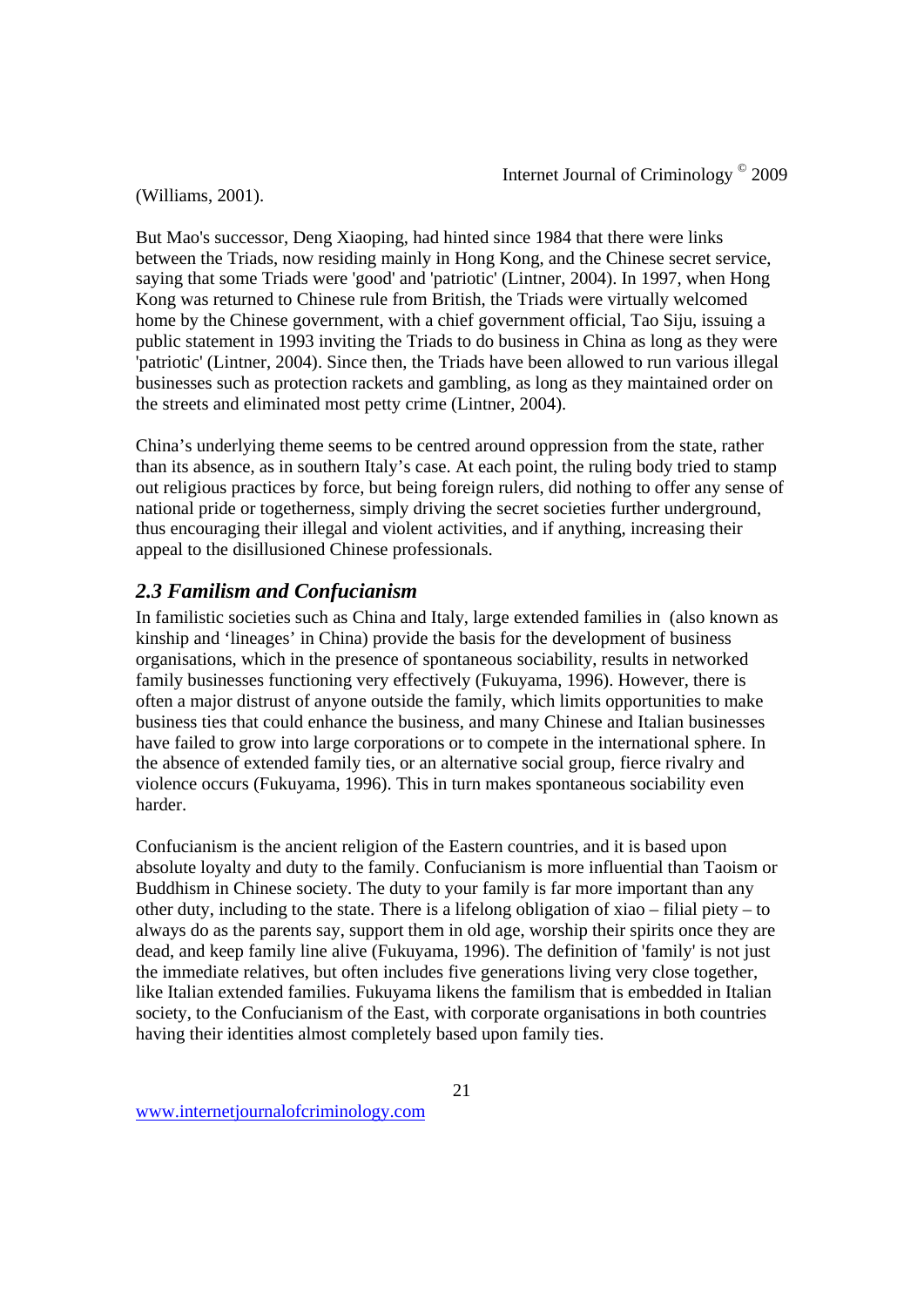(Williams, 2001).

But Mao's successor, Deng Xiaoping, had hinted since 1984 that there were links between the Triads, now residing mainly in Hong Kong, and the Chinese secret service, saying that some Triads were 'good' and 'patriotic' (Lintner, 2004). In 1997, when Hong Kong was returned to Chinese rule from British, the Triads were virtually welcomed home by the Chinese government, with a chief government official, Tao Siju, issuing a public statement in 1993 inviting the Triads to do business in China as long as they were 'patriotic' (Lintner, 2004). Since then, the Triads have been allowed to run various illegal businesses such as protection rackets and gambling, as long as they maintained order on the streets and eliminated most petty crime (Lintner, 2004).

China's underlying theme seems to be centred around oppression from the state, rather than its absence, as in southern Italy's case. At each point, the ruling body tried to stamp out religious practices by force, but being foreign rulers, did nothing to offer any sense of national pride or togetherness, simply driving the secret societies further underground, thus encouraging their illegal and violent activities, and if anything, increasing their appeal to the disillusioned Chinese professionals.

## *2.3 Familism and Confucianism*

In familistic societies such as China and Italy, large extended families in  (also known as kinship and 'lineages' in China) provide the basis for the development of business organisations, which in the presence of spontaneous sociability, results in networked family businesses functioning very effectively (Fukuyama, 1996). However, there is often a major distrust of anyone outside the family, which limits opportunities to make business ties that could enhance the business, and many Chinese and Italian businesses have failed to grow into large corporations or to compete in the international sphere. In the absence of extended family ties, or an alternative social group, fierce rivalry and violence occurs (Fukuyama, 1996). This in turn makes spontaneous sociability even harder.

Confucianism is the ancient religion of the Eastern countries, and it is based upon absolute loyalty and duty to the family. Confucianism is more influential than Taoism or Buddhism in Chinese society. The duty to your family is far more important than any other duty, including to the state. There is a lifelong obligation of xiao – filial piety – to always do as the parents say, support them in old age, worship their spirits once they are dead, and keep family line alive (Fukuyama, 1996). The definition of 'family' is not just the immediate relatives, but often includes five generations living very close together, like Italian extended families. Fukuyama likens the familism that is embedded in Italian society, to the Confucianism of the East, with corporate organisations in both countries having their identities almost completely based upon family ties.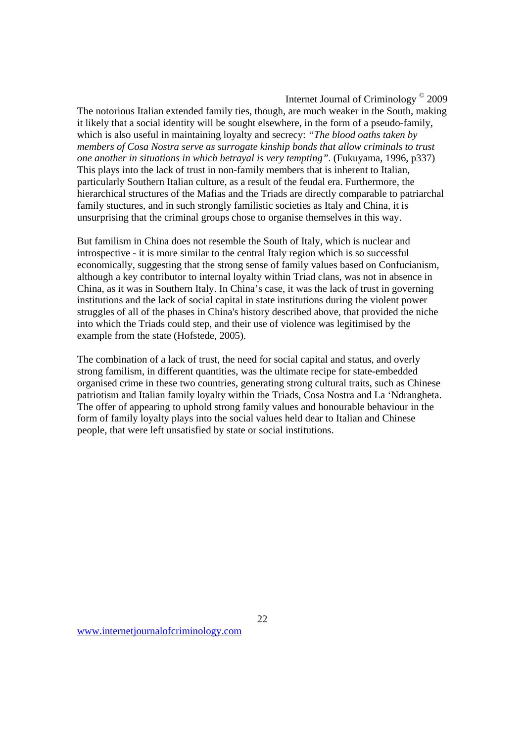The notorious Italian extended family ties, though, are much weaker in the South, making it likely that a social identity will be sought elsewhere, in the form of a pseudo-family, which is also useful in maintaining loyalty and secrecy: *"The blood oaths taken by members of Cosa Nostra serve as surrogate kinship bonds that allow criminals to trust one another in situations in which betrayal is very tempting"*. (Fukuyama, 1996, p337) This plays into the lack of trust in non-family members that is inherent to Italian, particularly Southern Italian culture, as a result of the feudal era. Furthermore, the hierarchical structures of the Mafias and the Triads are directly comparable to patriarchal family stuctures, and in such strongly familistic societies as Italy and China, it is unsurprising that the criminal groups chose to organise themselves in this way.

But familism in China does not resemble the South of Italy, which is nuclear and introspective - it is more similar to the central Italy region which is so successful economically, suggesting that the strong sense of family values based on Confucianism, although a key contributor to internal loyalty within Triad clans, was not in absence in China, as it was in Southern Italy. In China's case, it was the lack of trust in governing institutions and the lack of social capital in state institutions during the violent power struggles of all of the phases in China's history described above, that provided the niche into which the Triads could step, and their use of violence was legitimised by the example from the state (Hofstede, 2005).

The combination of a lack of trust, the need for social capital and status, and overly strong familism, in different quantities, was the ultimate recipe for state-embedded organised crime in these two countries, generating strong cultural traits, such as Chinese patriotism and Italian family loyalty within the Triads, Cosa Nostra and La 'Ndrangheta. The offer of appearing to uphold strong family values and honourable behaviour in the form of family loyalty plays into the social values held dear to Italian and Chinese people, that were left unsatisfied by state or social institutions.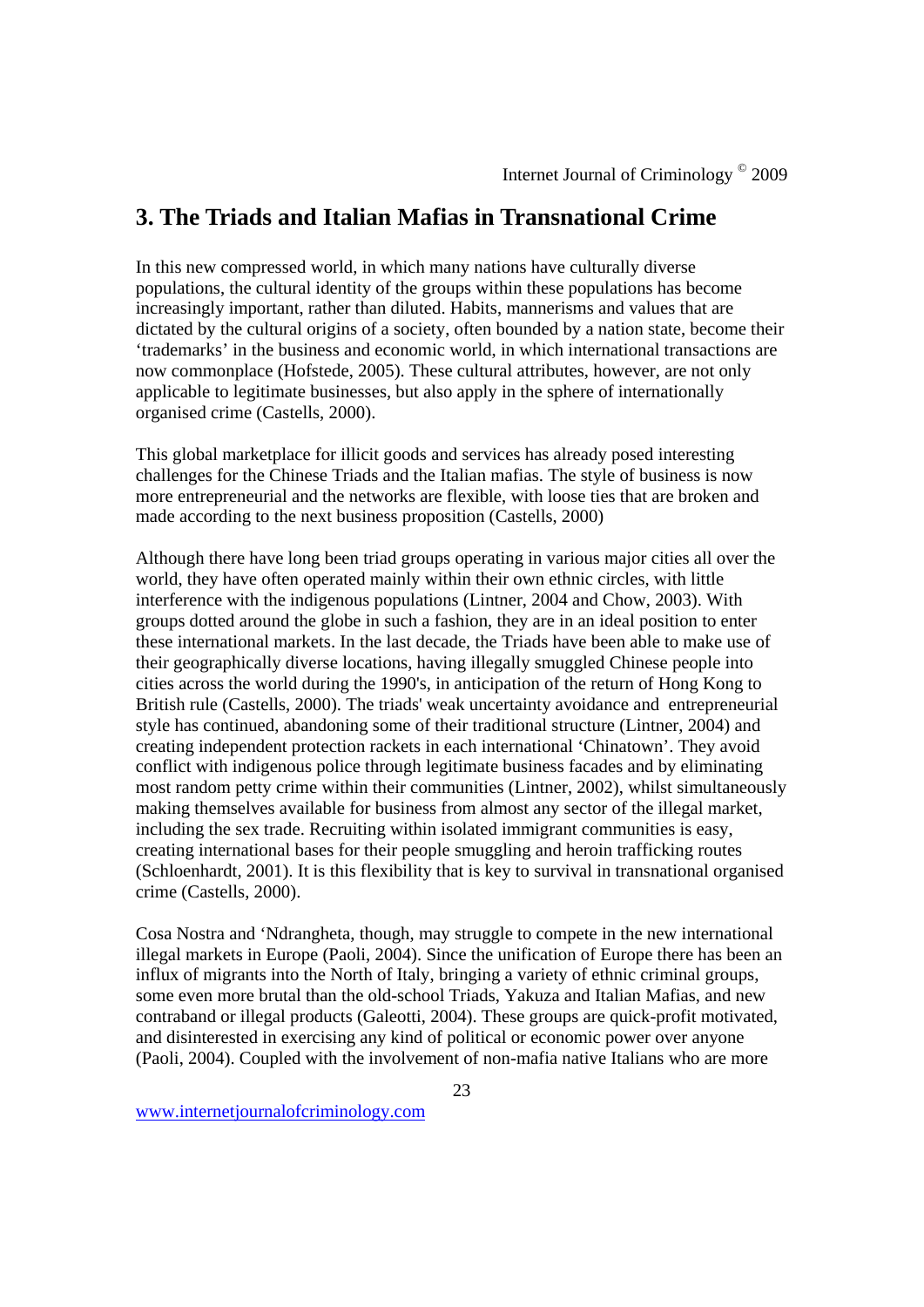## 3. The Triads and Italian Mafias in Transnational Crime

In this new compressed world, in which many nations have culturally diverse populations, the cultural identity of the groups within these populations has become increasingly important, rather than diluted. Habits, mannerisms and values that are dictated by the cultural origins of a society, often bounded by a nation state, become their 'trademarks' in the business and economic world, in which international transactions are now commonplace (Hofstede, 2005). These cultural attributes, however, are not only applicable to legitimate businesses, but also apply in the sphere of internationally organised crime (Castells, 2000).

This global marketplace for illicit goods and services has already posed interesting challenges for the Chinese Triads and the Italian mafias. The style of business is now more entrepreneurial and the networks are flexible, with loose ties that are broken and made according to the next business proposition (Castells, 2000)

Although there have long been triad groups operating in various major cities all over the world, they have often operated mainly within their own ethnic circles, with little interference with the indigenous populations (Lintner, 2004 and Chow, 2003). With groups dotted around the globe in such a fashion, they are in an ideal position to enter these international markets. In the last decade, the Triads have been able to make use of their geographically diverse locations, having illegally smuggled Chinese people into cities across the world during the 1990's, in anticipation of the return of Hong Kong to British rule (Castells, 2000). The triads' weak uncertainty avoidance and entrepreneurial style has continued, abandoning some of their traditional structure (Lintner, 2004) and creating independent protection rackets in each international 'Chinatown'. They avoid conflict with indigenous police through legitimate business facades and by eliminating most random petty crime within their communities (Lintner, 2002), whilst simultaneously making themselves available for business from almost any sector of the illegal market, including the sex trade. Recruiting within isolated immigrant communities is easy, creating international bases for their people smuggling and heroin trafficking routes (Schloenhardt, 2001). It is this flexibility that is key to survival in transnational organised crime (Castells, 2000).

Cosa Nostra and 'Ndrangheta, though, may struggle to compete in the new international illegal markets in Europe (Paoli, 2004). Since the unification of Europe there has been an influx of migrants into the North of Italy, bringing a variety of ethnic criminal groups, some even more brutal than the old-school Triads, Yakuza and Italian Mafias, and new contraband or illegal products (Galeotti, 2004). These groups are quick-profit motivated, and disinterested in exercising any kind of political or economic power over anyone (Paoli, 2004). Coupled with the involvement of non-mafia native Italians who are more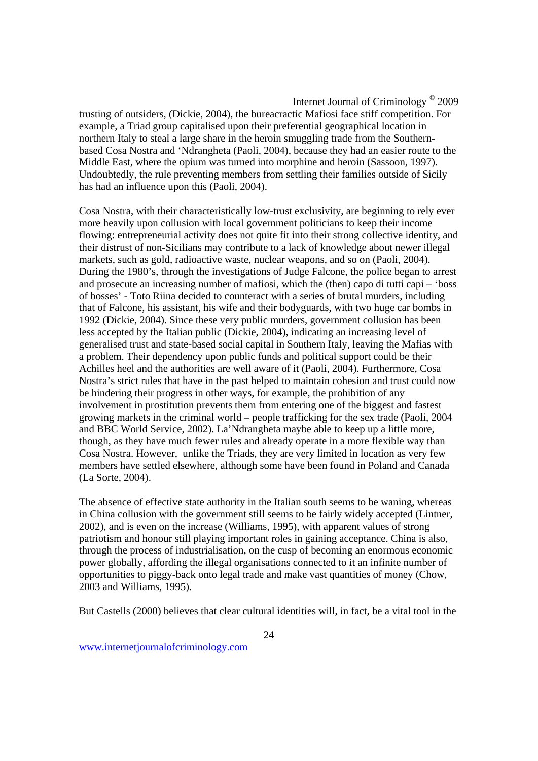trusting of outsiders, (Dickie, 2004), the bureacractic Mafiosi face stiff competition. For example, a Triad group capitalised upon their preferential geographical location in northern Italy to steal a large share in the heroin smuggling trade from the Southern-based Cosa Nostra and 'Ndrangheta (Paoli, 2004), because they had an easier route to the Middle East, where the opium was turned into morphine and heroin (Sassoon, 1997). Undoubtedly, the rule preventing members from settling their families outside of Sicily has had an influence upon this (Paoli, 2004).

Cosa Nostra, with their characteristically low-trust exclusivity, are beginning to rely ever more heavily upon collusion with local government politicians to keep their income flowing: entrepreneurial activity does not quite fit into their strong collective identity, and their distrust of non-Sicilians may contribute to a lack of knowledge about newer illegal markets, such as gold, radioactive waste, nuclear weapons, and so on (Paoli, 2004). During the 1980's, through the investigations of Judge Falcone, the police began to arrest and prosecute an increasing number of mafiosi, which the (then) capo di tutti capi – 'boss of bosses' - Toto Riina decided to counteract with a series of brutal murders, including that of Falcone, his assistant, his wife and their bodyguards, with two huge car bombs in 1992 (Dickie, 2004). Since these very public murders, government collusion has been less accepted by the Italian public (Dickie, 2004), indicating an increasing level of generalised trust and state-based social capital in Southern Italy, leaving the Mafias with a problem. Their dependency upon public funds and political support could be their Achilles heel and the authorities are well aware of it (Paoli, 2004). Furthermore, Cosa Nostra's strict rules that have in the past helped to maintain cohesion and trust could now be hindering their progress in other ways, for example, the prohibition of any involvement in prostitution prevents them from entering one of the biggest and fastest growing markets in the criminal world – people trafficking for the sex trade (Paoli, 2004 and BBC World Service, 2002). La'Ndrangheta maybe able to keep up a little more, though, as they have much fewer rules and already operate in a more flexible way than Cosa Nostra. However, unlike the Triads, they are very limited in location as very few members have settled elsewhere, although some have been found in Poland and Canada (La Sorte, 2004).

The absence of effective state authority in the Italian south seems to be waning, whereas in China collusion with the government still seems to be fairly widely accepted (Lintner, 2002), and is even on the increase (Williams, 1995), with apparent values of strong patriotism and honour still playing important roles in gaining acceptance. China is also, through the process of industrialisation, on the cusp of becoming an enormous economic power globally, affording the illegal organisations connected to it an infinite number of opportunities to piggy-back onto legal trade and make vast quantities of money (Chow, 2003 and Williams, 1995).

But Castells (2000) believes that clear cultural identities will, in fact, be a vital tool in the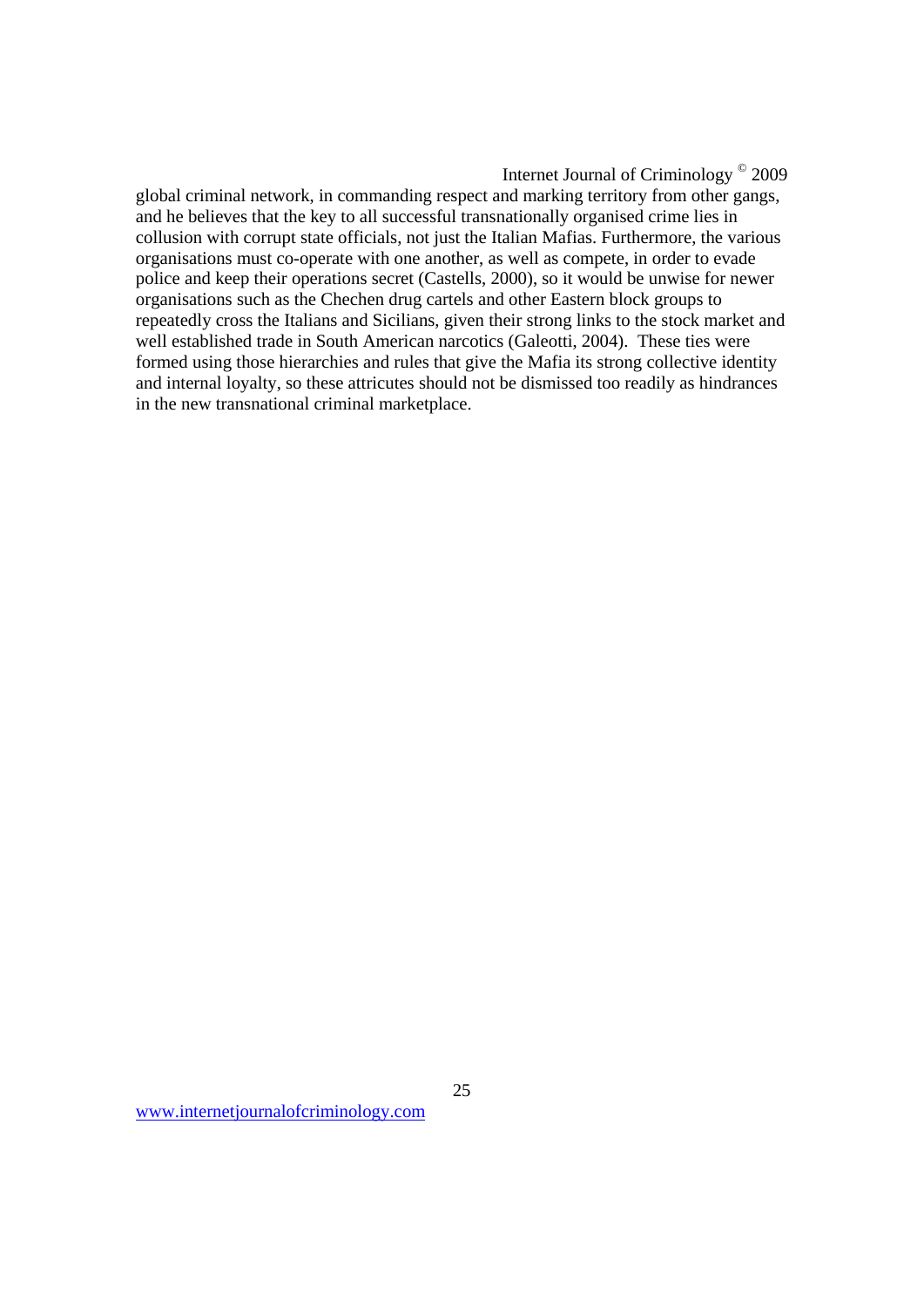global criminal network, in commanding respect and marking territory from other gangs, and he believes that the key to all successful transnationally organised crime lies in collusion with corrupt state officials, not just the Italian Mafias. Furthermore, the various organisations must co-operate with one another, as well as compete, in order to evade police and keep their operations secret (Castells, 2000), so it would be unwise for newer organisations such as the Chechen drug cartels and other Eastern block groups to repeatedly cross the Italians and Sicilians, given their strong links to the stock market and well established trade in South American narcotics (Galeotti, 2004). These ties were formed using those hierarchies and rules that give the Mafia its strong collective identity and internal loyalty, so these attricutes should not be dismissed too readily as hindrances in the new transnational criminal marketplace.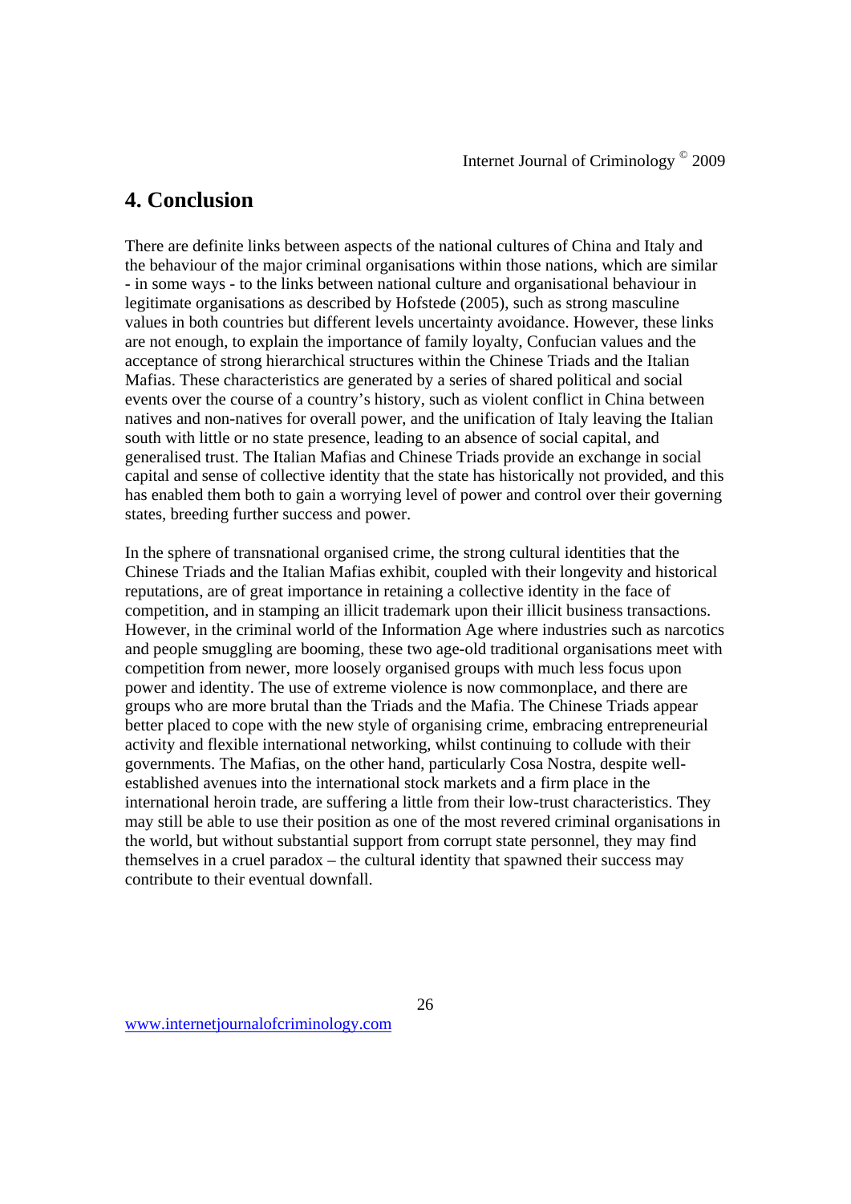## 4. Conclusion

There are definite links between aspects of the national cultures of China and Italy and the behaviour of the major criminal organisations within those nations, which are similar - in some ways - to the links between national culture and organisational behaviour in legitimate organisations as described by Hofstede (2005), such as strong masculine values in both countries but different levels uncertainty avoidance. However, these links are not enough, to explain the importance of family loyalty, Confucian values and the acceptance of strong hierarchical structures within the Chinese Triads and the Italian Mafias. These characteristics are generated by a series of shared political and social events over the course of a country's history, such as violent conflict in China between natives and non-natives for overall power, and the unification of Italy leaving the Italian south with little or no state presence, leading to an absence of social capital, and generalised trust. The Italian Mafias and Chinese Triads provide an exchange in social capital and sense of collective identity that the state has historically not provided, and this has enabled them both to gain a worrying level of power and control over their governing states, breeding further success and power.

In the sphere of transnational organised crime, the strong cultural identities that the Chinese Triads and the Italian Mafias exhibit, coupled with their longevity and historical reputations, are of great importance in retaining a collective identity in the face of competition, and in stamping an illicit trademark upon their illicit business transactions. However, in the criminal world of the Information Age where industries such as narcotics and people smuggling are booming, these two age-old traditional organisations meet with competition from newer, more loosely organised groups with much less focus upon power and identity. The use of extreme violence is now commonplace, and there are groups who are more brutal than the Triads and the Mafia. The Chinese Triads appear better placed to cope with the new style of organising crime, embracing entrepreneurial activity and flexible international networking, whilst continuing to collude with their governments. The Mafias, on the other hand, particularly Cosa Nostra, despite well-established avenues into the international stock markets and a firm place in the international heroin trade, are suffering a little from their low-trust characteristics. They may still be able to use their position as one of the most revered criminal organisations in the world, but without substantial support from corrupt state personnel, they may find themselves in a cruel paradox – the cultural identity that spawned their success may contribute to their eventual downfall.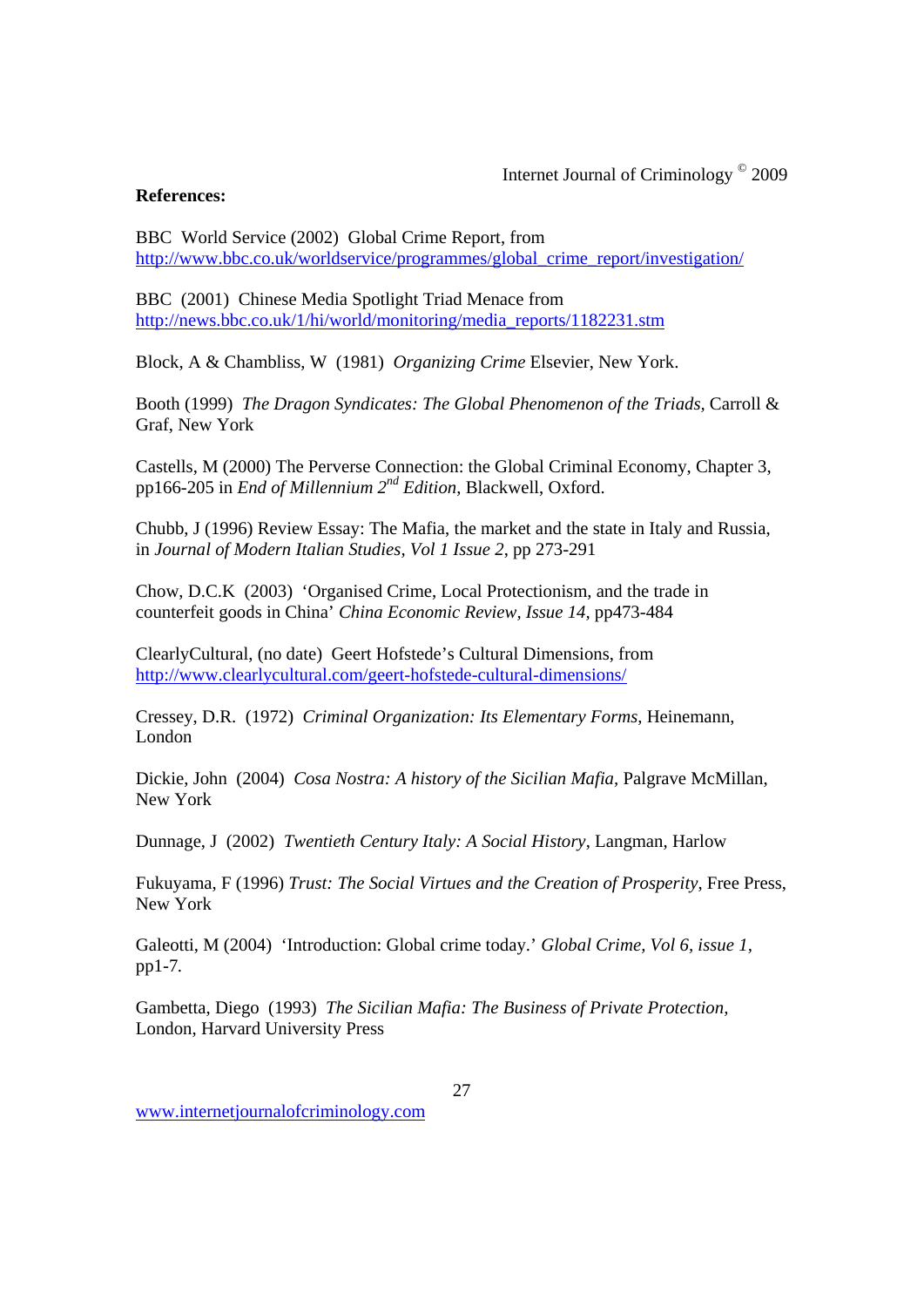**References:**

BBC World Service (2002) Global Crime Report, from http://www.bbc.co.uk/worldservice/programmes/global_crime_report/investigation/

BBC (2001) Chinese Media Spotlight Triad Menace from http://news.bbc.co.uk/1/hi/world/monitoring/media_reports/1182231.stm

Block, A & Chambliss, W (1981) *Organizing Crime* Elsevier, New York.

Booth (1999) *The Dragon Syndicates: The Global Phenomenon of the Triads*, Carroll & Graf, New York

Castells, M (2000) The Perverse Connection: the Global Criminal Economy, Chapter 3, pp166-205 in *End of Millennium 2nd Edition*, Blackwell, Oxford.

Chubb, J (1996) Review Essay: The Mafia, the market and the state in Italy and Russia, in *Journal of Modern Italian Studies, Vol 1 Issue 2*, pp 273-291

Chow, D.C.K (2003) 'Organised Crime, Local Protectionism, and the trade in counterfeit goods in China' *China Economic Review, Issue 14*, pp473-484

ClearlyCultural, (no date) Geert Hofstede's Cultural Dimensions, from http://www.clearlycultural.com/geert-hofstede-cultural-dimensions/

Cressey, D.R. (1972) *Criminal Organization: Its Elementary Forms*, Heinemann, London

Dickie, John (2004) *Cosa Nostra: A history of the Sicilian Mafia*, Palgrave McMillan, New York

Dunnage, J (2002) *Twentieth Century Italy: A Social History*, Langman, Harlow

Fukuyama, F (1996) *Trust: The Social Virtues and the Creation of Prosperity*, Free Press, New York

Galeotti, M (2004) 'Introduction: Global crime today.' *Global Crime, Vol 6, issue 1*, pp1-7.

Gambetta, Diego (1993) *The Sicilian Mafia: The Business of Private Protection*, London, Harvard University Press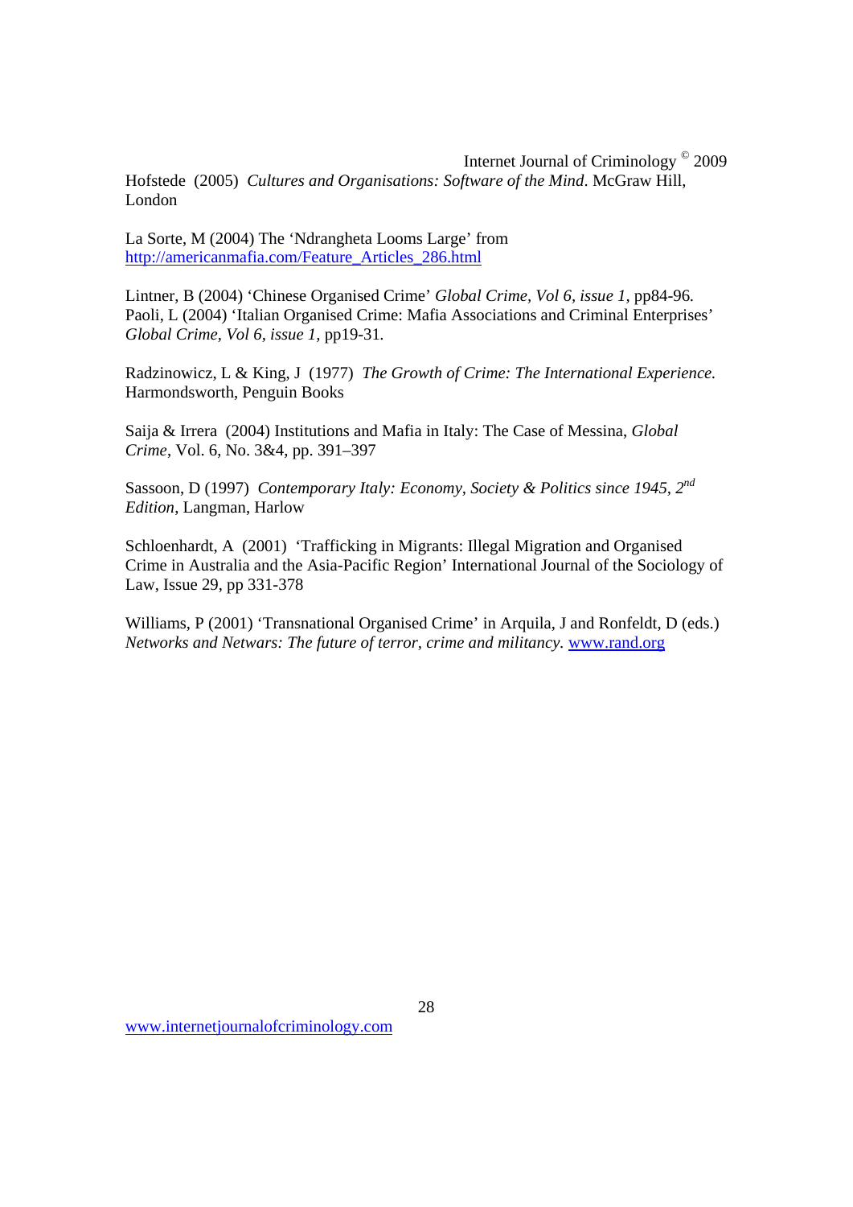Hofstede (2005) *Cultures and Organisations: Software of the Mind*. McGraw Hill, London

La Sorte, M (2004) The 'Ndrangheta Looms Large' from http://americanmafia.com/Feature_Articles_286.html

Lintner, B (2004) 'Chinese Organised Crime' *Global Crime, Vol 6, issue 1,* pp84-96.
Paoli, L (2004) 'Italian Organised Crime: Mafia Associations and Criminal Enterprises' *Global Crime, Vol 6, issue 1,* pp19-31.

Radzinowicz, L & King, J (1977) *The Growth of Crime: The International Experience.* Harmondsworth, Penguin Books

Saija & Irrera (2004) Institutions and Mafia in Italy: The Case of Messina, *Global Crime*, Vol. 6, No. 3&4, pp. 391–397

Sassoon, D (1997) *Contemporary Italy: Economy, Society & Politics since 1945, 2nd Edition*, Langman, Harlow

Schloenhardt, A (2001) 'Trafficking in Migrants: Illegal Migration and Organised Crime in Australia and the Asia-Pacific Region' International Journal of the Sociology of Law, Issue 29, pp 331-378

Williams, P (2001) 'Transnational Organised Crime' in Arquila, J and Ronfeldt, D (eds.) *Networks and Netwars: The future of terror, crime and militancy.* www.rand.org